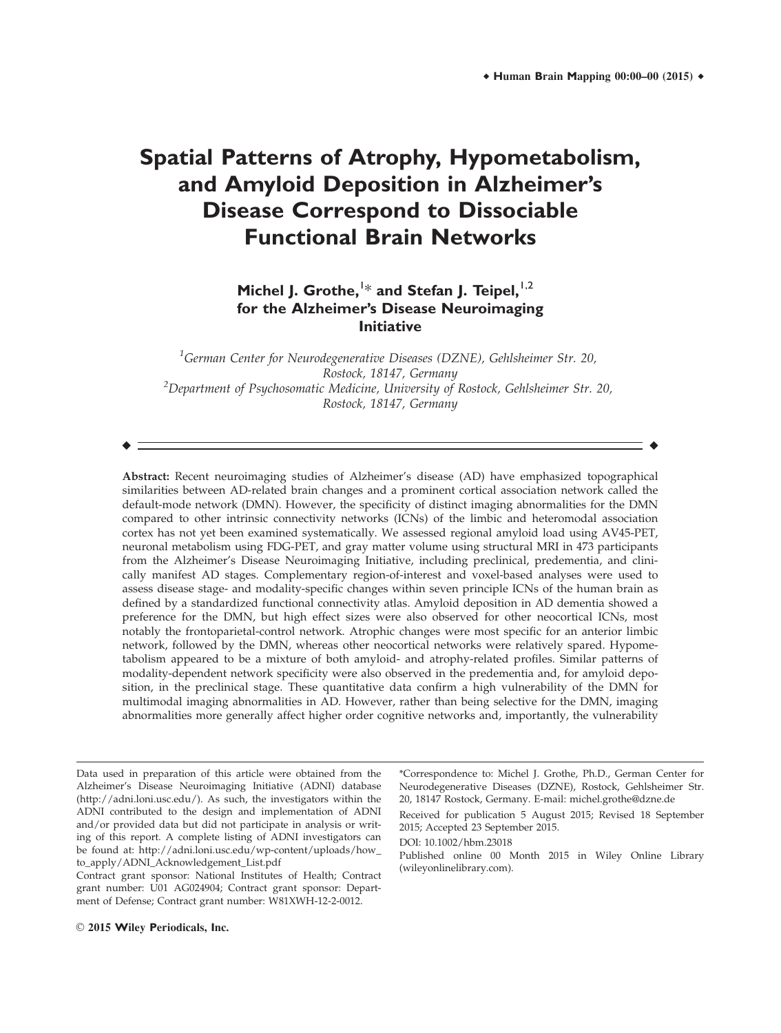# Spatial Patterns of Atrophy, Hypometabolism, and Amyloid Deposition in Alzheimer's Disease Correspond to Dissociable Functional Brain Networks

**Michel J. Grothe,[1]* and Stefan J. Teipel,[1,2] for the Alzheimer's Disease Neuroimaging Initiative**

[1]*German Center for Neurodegenerative Diseases (DZNE), Gehlsheimer Str. 20, Rostock, 18147, Germany*
[2]*Department of Psychosomatic Medicine, University of Rostock, Gehlsheimer Str. 20, Rostock, 18147, Germany*

---

**Abstract:** Recent neuroimaging studies of Alzheimer's disease (AD) have emphasized topographical similarities between AD-related brain changes and a prominent cortical association network called the default-mode network (DMN). However, the specificity of distinct imaging abnormalities for the DMN compared to other intrinsic connectivity networks (ICNs) of the limbic and heteromodal association cortex has not yet been examined systematically. We assessed regional amyloid load using AV45-PET, neuronal metabolism using FDG-PET, and gray matter volume using structural MRI in 473 participants from the Alzheimer's Disease Neuroimaging Initiative, including preclinical, predementia, and clinically manifest AD stages. Complementary region-of-interest and voxel-based analyses were used to assess disease stage- and modality-specific changes within seven principle ICNs of the human brain as defined by a standardized functional connectivity atlas. Amyloid deposition in AD dementia showed a preference for the DMN, but high effect sizes were also observed for other neocortical ICNs, most notably the frontoparietal-control network. Atrophic changes were most specific for an anterior limbic network, followed by the DMN, whereas other neocortical networks were relatively spared. Hypometabolism appeared to be a mixture of both amyloid- and atrophy-related profiles. Similar patterns of modality-dependent network specificity were also observed in the predementia and, for amyloid deposition, in the preclinical stage. These quantitative data confirm a high vulnerability of the DMN for multimodal imaging abnormalities in AD. However, rather than being selective for the DMN, imaging abnormalities more generally affect higher order cognitive networks and, importantly, the vulnerability

---

Data used in preparation of this article were obtained from the Alzheimer's Disease Neuroimaging Initiative (ADNI) database (http://adni.loni.usc.edu/). As such, the investigators within the ADNI contributed to the design and implementation of ADNI and/or provided data but did not participate in analysis or writing of this report. A complete listing of ADNI investigators can be found at: http://adni.loni.usc.edu/wp-content/uploads/how_to_apply/ADNI_Acknowledgement_List.pdf

Contract grant sponsor: National Institutes of Health; Contract grant number: U01 AG024904; Contract grant sponsor: Department of Defense; Contract grant number: W81XWH-12-2-0012.

*Correspondence to: Michel J. Grothe, Ph.D., German Center for Neurodegenerative Diseases (DZNE), Rostock, Gehlsheimer Str. 20, 18147 Rostock, Germany. E-mail: michel.grothe@dzne.de

Received for publication 5 August 2015; Revised 18 September 2015; Accepted 23 September 2015.

DOI: 10.1002/hbm.23018

Published online 00 Month 2015 in Wiley Online Library (wileyonlinelibrary.com).

© 2015 Wiley Periodicals, Inc.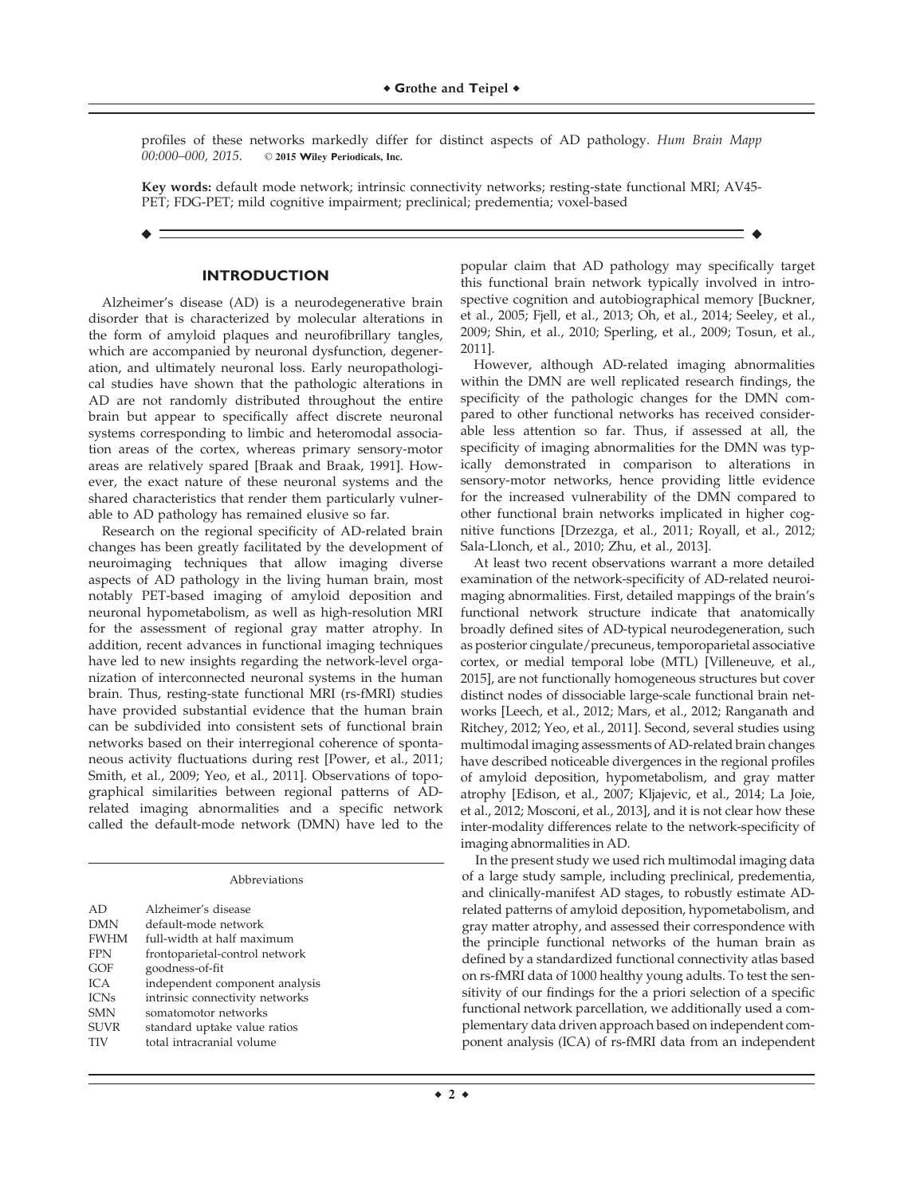profiles of these networks markedly differ for distinct aspects of AD pathology. *Hum Brain Mapp 00:000–000, 2015.* © 2015 Wiley Periodicals, Inc.

**Key words:** default mode network; intrinsic connectivity networks; resting-state functional MRI; AV45-PET; FDG-PET; mild cognitive impairment; preclinical; predementia; voxel-based

## INTRODUCTION

Alzheimer's disease (AD) is a neurodegenerative brain disorder that is characterized by molecular alterations in the form of amyloid plaques and neurofibrillary tangles, which are accompanied by neuronal dysfunction, degeneration, and ultimately neuronal loss. Early neuropathological studies have shown that the pathologic alterations in AD are not randomly distributed throughout the entire brain but appear to specifically affect discrete neuronal systems corresponding to limbic and heteromodal association areas of the cortex, whereas primary sensory-motor areas are relatively spared [Braak and Braak, 1991]. However, the exact nature of these neuronal systems and the shared characteristics that render them particularly vulnerable to AD pathology has remained elusive so far.

Research on the regional specificity of AD-related brain changes has been greatly facilitated by the development of neuroimaging techniques that allow imaging diverse aspects of AD pathology in the living human brain, most notably PET-based imaging of amyloid deposition and neuronal hypometabolism, as well as high-resolution MRI for the assessment of regional gray matter atrophy. In addition, recent advances in functional imaging techniques have led to new insights regarding the network-level organization of interconnected neuronal systems in the human brain. Thus, resting-state functional MRI (rs-fMRI) studies have provided substantial evidence that the human brain can be subdivided into consistent sets of functional brain networks based on their interregional coherence of spontaneous activity fluctuations during rest [Power, et al., 2011; Smith, et al., 2009; Yeo, et al., 2011]. Observations of topographical similarities between regional patterns of AD-related imaging abnormalities and a specific network called the default-mode network (DMN) have led to the popular claim that AD pathology may specifically target this functional brain network typically involved in introspective cognition and autobiographical memory [Buckner, et al., 2005; Fjell, et al., 2013; Oh, et al., 2014; Seeley, et al., 2009; Shin, et al., 2010; Sperling, et al., 2009; Tosun, et al., 2011].

However, although AD-related imaging abnormalities within the DMN are well replicated research findings, the specificity of the pathologic changes for the DMN compared to other functional networks has received considerable less attention so far. Thus, if assessed at all, the specificity of imaging abnormalities for the DMN was typically demonstrated in comparison to alterations in sensory-motor networks, hence providing little evidence for the increased vulnerability of the DMN compared to other functional brain networks implicated in higher cognitive functions [Drzezga, et al., 2011; Royall, et al., 2012; Sala-Llonch, et al., 2010; Zhu, et al., 2013].

At least two recent observations warrant a more detailed examination of the network-specificity of AD-related neuroimaging abnormalities. First, detailed mappings of the brain's functional network structure indicate that anatomically broadly defined sites of AD-typical neurodegeneration, such as posterior cingulate/precuneus, temporoparietal associative cortex, or medial temporal lobe (MTL) [Villeneuve, et al., 2015], are not functionally homogeneous structures but cover distinct nodes of dissociable large-scale functional brain networks [Leech, et al., 2012; Mars, et al., 2012; Ranganath and Ritchey, 2012; Yeo, et al., 2011]. Second, several studies using multimodal imaging assessments of AD-related brain changes have described noticeable divergences in the regional profiles of amyloid deposition, hypometabolism, and gray matter atrophy [Edison, et al., 2007; Kljajevic, et al., 2014; La Joie, et al., 2012; Mosconi, et al., 2013], and it is not clear how these inter-modality differences relate to the network-specificity of imaging abnormalities in AD.

In the present study we used rich multimodal imaging data of a large study sample, including preclinical, predementia, and clinically-manifest AD stages, to robustly estimate AD-related patterns of amyloid deposition, hypometabolism, and gray matter atrophy, and assessed their correspondence with the principle functional networks of the human brain as defined by a standardized functional connectivity atlas based on rs-fMRI data of 1000 healthy young adults. To test the sensitivity of our findings for the a priori selection of a specific functional network parcellation, we additionally used a complementary data driven approach based on independent component analysis (ICA) of rs-fMRI data from an independent

| Abbreviations | |
|---|---|
| AD | Alzheimer's disease |
| DMN | default-mode network |
| FWHM | full-width at half maximum |
| FPN | frontoparietal-control network |
| GOF | goodness-of-fit |
| ICA | independent component analysis |
| ICNs | intrinsic connectivity networks |
| SMN | somatomotor networks |
| SUVR | standard uptake value ratios |
| TIV | total intracranial volume |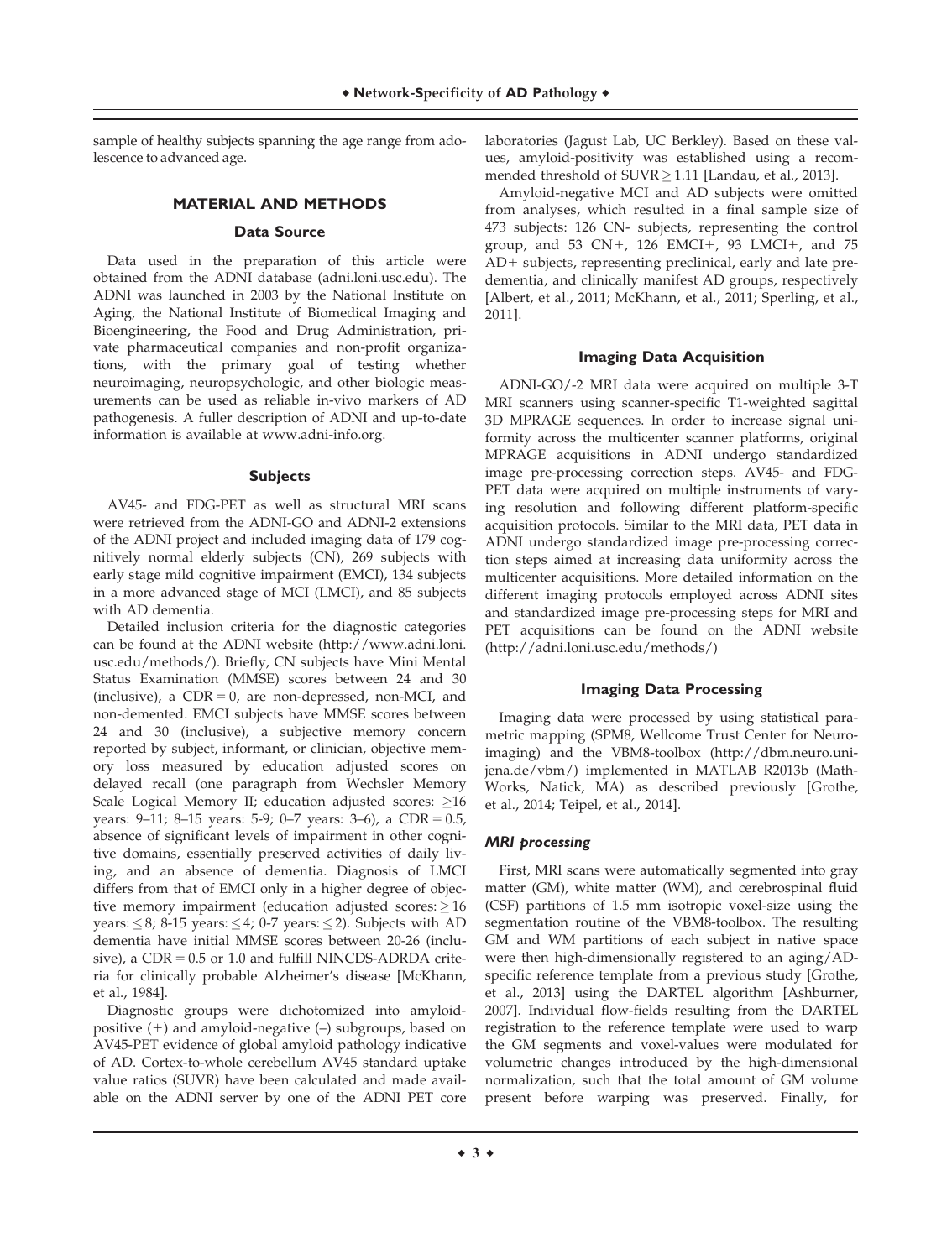sample of healthy subjects spanning the age range from adolescence to advanced age.

## MATERIAL AND METHODS

### Data Source

Data used in the preparation of this article were obtained from the ADNI database (adni.loni.usc.edu). The ADNI was launched in 2003 by the National Institute on Aging, the National Institute of Biomedical Imaging and Bioengineering, the Food and Drug Administration, private pharmaceutical companies and non-profit organizations, with the primary goal of testing whether neuroimaging, neuropsychologic, and other biologic measurements can be used as reliable in-vivo markers of AD pathogenesis. A fuller description of ADNI and up-to-date information is available at www.adni-info.org.

### Subjects

AV45- and FDG-PET as well as structural MRI scans were retrieved from the ADNI-GO and ADNI-2 extensions of the ADNI project and included imaging data of 179 cognitively normal elderly subjects (CN), 269 subjects with early stage mild cognitive impairment (EMCI), 134 subjects in a more advanced stage of MCI (LMCI), and 85 subjects with AD dementia.

Detailed inclusion criteria for the diagnostic categories can be found at the ADNI website (http://www.adni.loni.usc.edu/methods/). Briefly, CN subjects have Mini Mental Status Examination (MMSE) scores between 24 and 30 (inclusive), a CDR = 0, are non-depressed, non-MCI, and non-demented. EMCI subjects have MMSE scores between 24 and 30 (inclusive), a subjective memory concern reported by subject, informant, or clinician, objective memory loss measured by education adjusted scores on delayed recall (one paragraph from Wechsler Memory Scale Logical Memory II; education adjusted scores: ≥16 years: 9–11; 8–15 years: 5-9; 0–7 years: 3–6), a CDR = 0.5, absence of significant levels of impairment in other cognitive domains, essentially preserved activities of daily living, and an absence of dementia. Diagnosis of LMCI differs from that of EMCI only in a higher degree of objective memory impairment (education adjusted scores: ≥ 16 years: ≤ 8; 8-15 years: ≤ 4; 0-7 years: ≤ 2). Subjects with AD dementia have initial MMSE scores between 20-26 (inclusive), a CDR = 0.5 or 1.0 and fulfill NINCDS-ADRDA criteria for clinically probable Alzheimer's disease [McKhann, et al., 1984].

Diagnostic groups were dichotomized into amyloid-positive (+) and amyloid-negative (–) subgroups, based on AV45-PET evidence of global amyloid pathology indicative of AD. Cortex-to-whole cerebellum AV45 standard uptake value ratios (SUVR) have been calculated and made available on the ADNI server by one of the ADNI PET core laboratories (Jagust Lab, UC Berkley). Based on these values, amyloid-positivity was established using a recommended threshold of SUVR ≥ 1.11 [Landau, et al., 2013].

Amyloid-negative MCI and AD subjects were omitted from analyses, which resulted in a final sample size of 473 subjects: 126 CN- subjects, representing the control group, and 53 CN+, 126 EMCI+, 93 LMCI+, and 75 AD+ subjects, representing preclinical, early and late predementia, and clinically manifest AD groups, respectively [Albert, et al., 2011; McKhann, et al., 2011; Sperling, et al., 2011].

### Imaging Data Acquisition

ADNI-GO/-2 MRI data were acquired on multiple 3-T MRI scanners using scanner-specific T1-weighted sagittal 3D MPRAGE sequences. In order to increase signal uniformity across the multicenter scanner platforms, original MPRAGE acquisitions in ADNI undergo standardized image pre-processing correction steps. AV45- and FDG-PET data were acquired on multiple instruments of varying resolution and following different platform-specific acquisition protocols. Similar to the MRI data, PET data in ADNI undergo standardized image pre-processing correction steps aimed at increasing data uniformity across the multicenter acquisitions. More detailed information on the different imaging protocols employed across ADNI sites and standardized image pre-processing steps for MRI and PET acquisitions can be found on the ADNI website (http://adni.loni.usc.edu/methods/)

### Imaging Data Processing

Imaging data were processed by using statistical parametric mapping (SPM8, Wellcome Trust Center for Neuroimaging) and the VBM8-toolbox (http://dbm.neuro.uni-jena.de/vbm/) implemented in MATLAB R2013b (MathWorks, Natick, MA) as described previously [Grothe, et al., 2014; Teipel, et al., 2014].

#### *MRI processing*

First, MRI scans were automatically segmented into gray matter (GM), white matter (WM), and cerebrospinal fluid (CSF) partitions of 1.5 mm isotropic voxel-size using the segmentation routine of the VBM8-toolbox. The resulting GM and WM partitions of each subject in native space were then high-dimensionally registered to an aging/AD-specific reference template from a previous study [Grothe, et al., 2013] using the DARTEL algorithm [Ashburner, 2007]. Individual flow-fields resulting from the DARTEL registration to the reference template were used to warp the GM segments and voxel-values were modulated for volumetric changes introduced by the high-dimensional normalization, such that the total amount of GM volume present before warping was preserved. Finally, for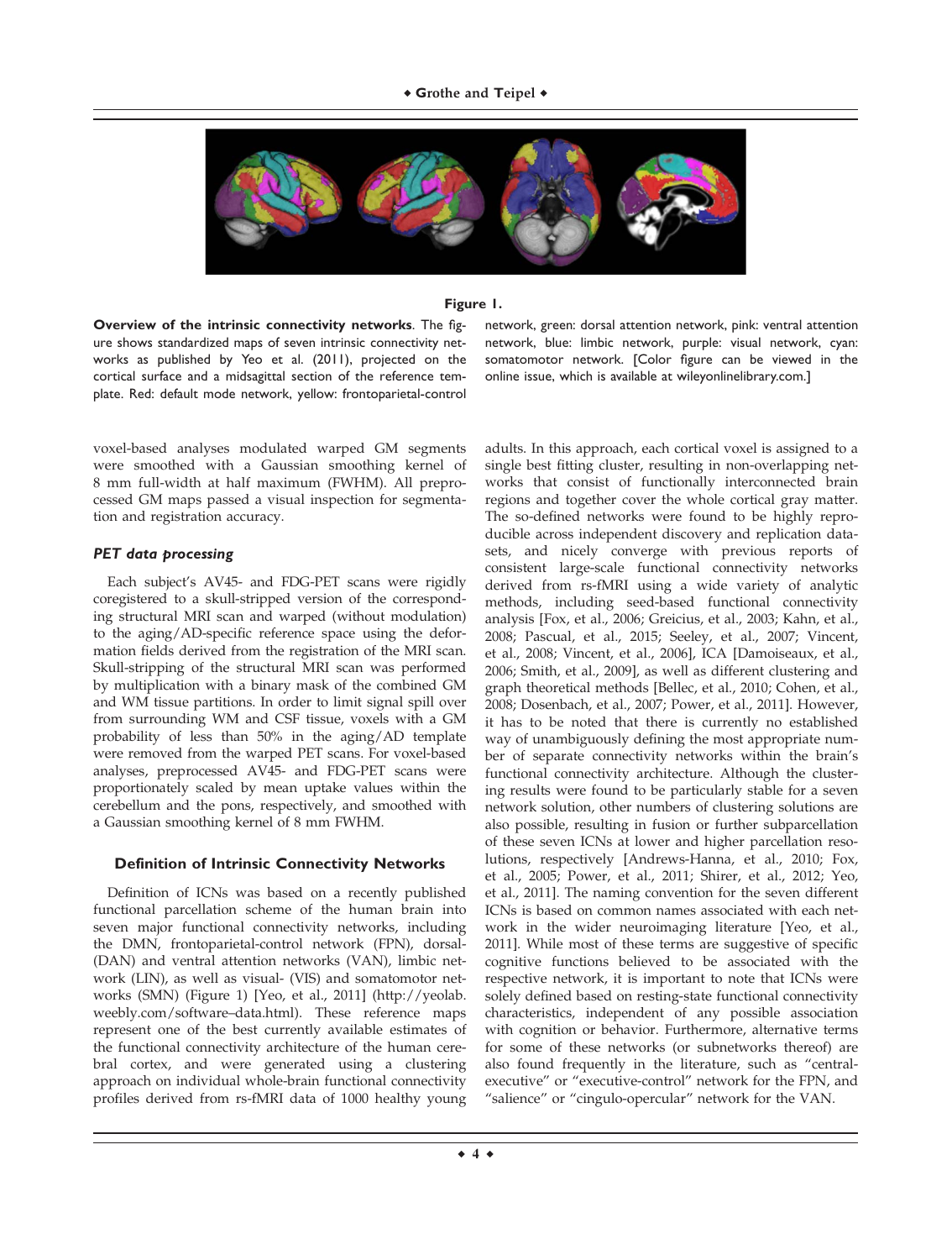**Figure 1.**

**Overview of the intrinsic connectivity networks**. The figure shows standardized maps of seven intrinsic connectivity networks as published by Yeo et al. (2011), projected on the cortical surface and a midsagittal section of the reference template. Red: default mode network, yellow: frontoparietal-control network, green: dorsal attention network, pink: ventral attention network, blue: limbic network, purple: visual network, cyan: somatomotor network. [Color figure can be viewed in the online issue, which is available at wileyonlinelibrary.com.]

voxel-based analyses modulated warped GM segments were smoothed with a Gaussian smoothing kernel of 8 mm full-width at half maximum (FWHM). All preprocessed GM maps passed a visual inspection for segmentation and registration accuracy.

### *PET data processing*

Each subject's AV45- and FDG-PET scans were rigidly coregistered to a skull-stripped version of the corresponding structural MRI scan and warped (without modulation) to the aging/AD-specific reference space using the deformation fields derived from the registration of the MRI scan. Skull-stripping of the structural MRI scan was performed by multiplication with a binary mask of the combined GM and WM tissue partitions. In order to limit signal spill over from surrounding WM and CSF tissue, voxels with a GM probability of less than 50% in the aging/AD template were removed from the warped PET scans. For voxel-based analyses, preprocessed AV45- and FDG-PET scans were proportionately scaled by mean uptake values within the cerebellum and the pons, respectively, and smoothed with a Gaussian smoothing kernel of 8 mm FWHM.

## Definition of Intrinsic Connectivity Networks

Definition of ICNs was based on a recently published functional parcellation scheme of the human brain into seven major functional connectivity networks, including the DMN, frontoparietal-control network (FPN), dorsal- (DAN) and ventral attention networks (VAN), limbic network (LIN), as well as visual- (VIS) and somatomotor networks (SMN) (Figure 1) [Yeo, et al., 2011] (http://yeolab.weebly.com/software–data.html). These reference maps represent one of the best currently available estimates of the functional connectivity architecture of the human cerebral cortex, and were generated using a clustering approach on individual whole-brain functional connectivity profiles derived from rs-fMRI data of 1000 healthy young adults. In this approach, each cortical voxel is assigned to a single best fitting cluster, resulting in non-overlapping networks that consist of functionally interconnected brain regions and together cover the whole cortical gray matter. The so-defined networks were found to be highly reproducible across independent discovery and replication datasets, and nicely converge with previous reports of consistent large-scale functional connectivity networks derived from rs-fMRI using a wide variety of analytic methods, including seed-based functional connectivity analysis [Fox, et al., 2006; Greicius, et al., 2003; Kahn, et al., 2008; Pascual, et al., 2015; Seeley, et al., 2007; Vincent, et al., 2008; Vincent, et al., 2006], ICA [Damoiseaux, et al., 2006; Smith, et al., 2009], as well as different clustering and graph theoretical methods [Bellec, et al., 2010; Cohen, et al., 2008; Dosenbach, et al., 2007; Power, et al., 2011]. However, it has to be noted that there is currently no established way of unambiguously defining the most appropriate number of separate connectivity networks within the brain's functional connectivity architecture. Although the clustering results were found to be particularly stable for a seven network solution, other numbers of clustering solutions are also possible, resulting in fusion or further subparcellation of these seven ICNs at lower and higher parcellation resolutions, respectively [Andrews-Hanna, et al., 2010; Fox, et al., 2005; Power, et al., 2011; Shirer, et al., 2012; Yeo, et al., 2011]. The naming convention for the seven different ICNs is based on common names associated with each network in the wider neuroimaging literature [Yeo, et al., 2011]. While most of these terms are suggestive of specific cognitive functions believed to be associated with the respective network, it is important to note that ICNs were solely defined based on resting-state functional connectivity characteristics, independent of any possible association with cognition or behavior. Furthermore, alternative terms for some of these networks (or subnetworks thereof) are also found frequently in the literature, such as "central-executive" or "executive-control" network for the FPN, and "salience" or "cingulo-opercular" network for the VAN.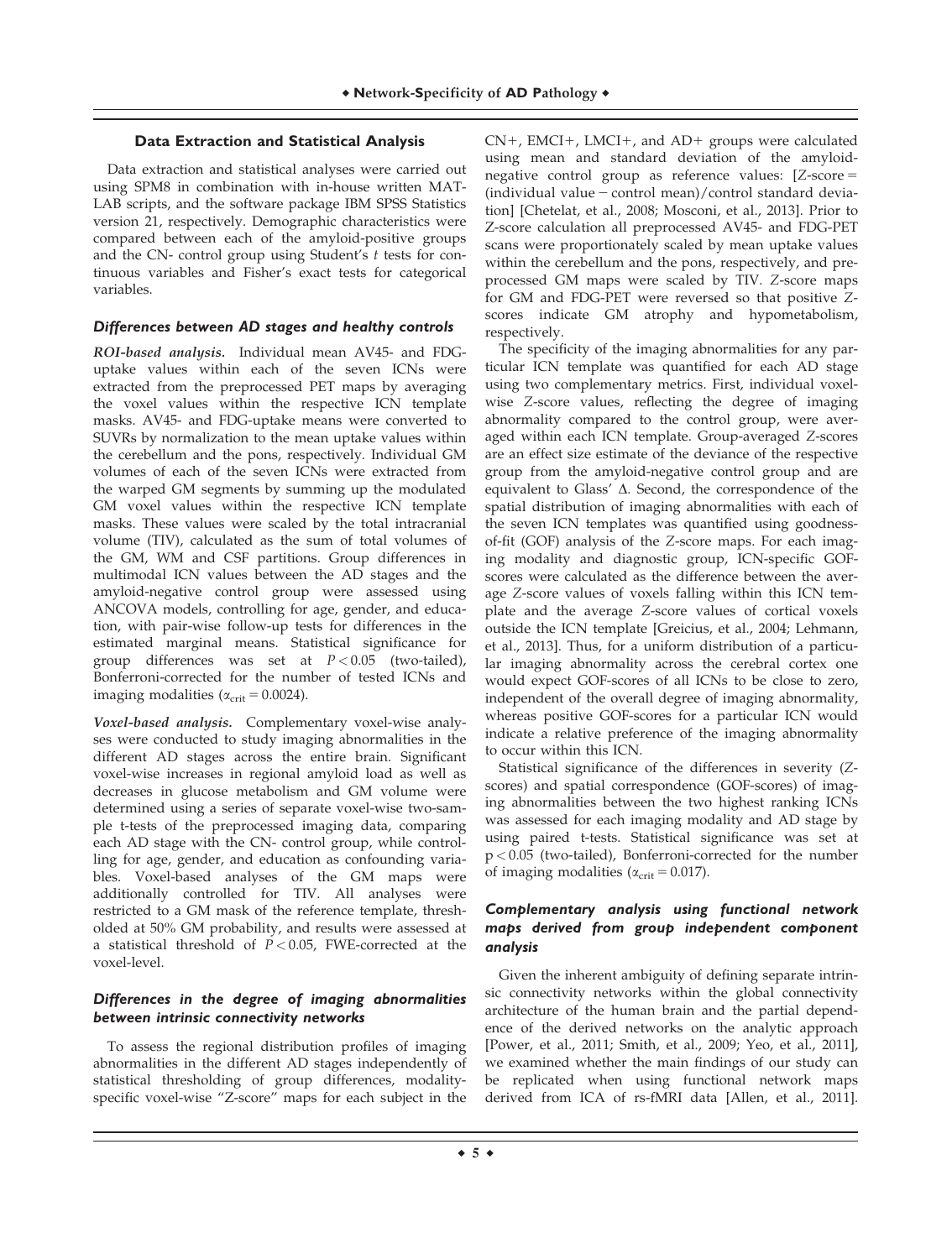### Data Extraction and Statistical Analysis

Data extraction and statistical analyses were carried out using SPM8 in combination with in-house written MATLAB scripts, and the software package IBM SPSS Statistics version 21, respectively. Demographic characteristics were compared between each of the amyloid-positive groups and the CN- control group using Student's $t$ tests for continuous variables and Fisher's exact tests for categorical variables.

#### *Differences between AD stages and healthy controls*

***ROI-based analysis.*** Individual mean AV45- and FDG-uptake values within each of the seven ICNs were extracted from the preprocessed PET maps by averaging the voxel values within the respective ICN template masks. AV45- and FDG-uptake means were converted to SUVRs by normalization to the mean uptake values within the cerebellum and the pons, respectively. Individual GM volumes of each of the seven ICNs were extracted from the warped GM segments by summing up the modulated GM voxel values within the respective ICN template masks. These values were scaled by the total intracranial volume (TIV), calculated as the sum of total volumes of the GM, WM and CSF partitions. Group differences in multimodal ICN values between the AD stages and the amyloid-negative control group were assessed using ANCOVA models, controlling for age, gender, and education, with pair-wise follow-up tests for differences in the estimated marginal means. Statistical significance for group differences was set at $P < 0.05$ (two-tailed), Bonferroni-corrected for the number of tested ICNs and imaging modalities ($\alpha_{crit} = 0.0024$).

***Voxel-based analysis.*** Complementary voxel-wise analyses were conducted to study imaging abnormalities in the different AD stages across the entire brain. Significant voxel-wise increases in regional amyloid load as well as decreases in glucose metabolism and GM volume were determined using a series of separate voxel-wise two-sample t-tests of the preprocessed imaging data, comparing each AD stage with the CN- control group, while controlling for age, gender, and education as confounding variables. Voxel-based analyses of the GM maps were additionally controlled for TIV. All analyses were restricted to a GM mask of the reference template, thresholded at 50% GM probability, and results were assessed at a statistical threshold of $P < 0.05$, FWE-corrected at the voxel-level.

#### *Differences in the degree of imaging abnormalities between intrinsic connectivity networks*

To assess the regional distribution profiles of imaging abnormalities in the different AD stages independently of statistical thresholding of group differences, modality-specific voxel-wise "Z-score" maps for each subject in the CN+, EMCI+, LMCI+, and AD+ groups were calculated using mean and standard deviation of the amyloid-negative control group as reference values: [Z-score = (individual value − control mean)/control standard deviation] [Chetelat, et al., 2008; Mosconi, et al., 2013]. Prior to Z-score calculation all preprocessed AV45- and FDG-PET scans were proportionately scaled by mean uptake values within the cerebellum and the pons, respectively, and preprocessed GM maps were scaled by TIV. Z-score maps for GM and FDG-PET were reversed so that positive Z-scores indicate GM atrophy and hypometabolism, respectively.

The specificity of the imaging abnormalities for any particular ICN template was quantified for each AD stage using two complementary metrics. First, individual voxel-wise Z-score values, reflecting the degree of imaging abnormality compared to the control group, were averaged within each ICN template. Group-averaged Z-scores are an effect size estimate of the deviance of the respective group from the amyloid-negative control group and are equivalent to Glass' Δ. Second, the correspondence of the spatial distribution of imaging abnormalities with each of the seven ICN templates was quantified using goodness-of-fit (GOF) analysis of the Z-score maps. For each imaging modality and diagnostic group, ICN-specific GOF-scores were calculated as the difference between the average Z-score values of voxels falling within this ICN template and the average Z-score values of cortical voxels outside the ICN template [Greicius, et al., 2004; Lehmann, et al., 2013]. Thus, for a uniform distribution of a particular imaging abnormality across the cerebral cortex one would expect GOF-scores of all ICNs to be close to zero, independent of the overall degree of imaging abnormality, whereas positive GOF-scores for a particular ICN would indicate a relative preference of the imaging abnormality to occur within this ICN.

Statistical significance of the differences in severity (Z-scores) and spatial correspondence (GOF-scores) of imaging abnormalities between the two highest ranking ICNs was assessed for each imaging modality and AD stage by using paired t-tests. Statistical significance was set at $p < 0.05$ (two-tailed), Bonferroni-corrected for the number of imaging modalities ($\alpha_{crit} = 0.017$).

#### *Complementary analysis using functional network maps derived from group independent component analysis*

Given the inherent ambiguity of defining separate intrinsic connectivity networks within the global connectivity architecture of the human brain and the partial dependence of the derived networks on the analytic approach [Power, et al., 2011; Smith, et al., 2009; Yeo, et al., 2011], we examined whether the main findings of our study can be replicated when using functional network maps derived from ICA of rs-fMRI data [Allen, et al., 2011].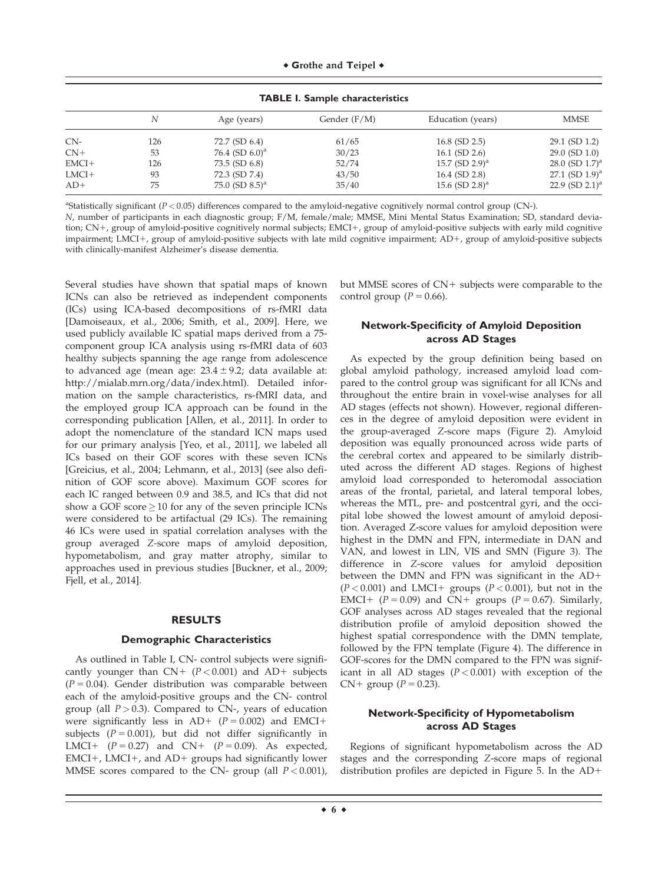**TABLE I. Sample characteristics**

| | $N$ | Age (years) | Gender (F/M) | Education (years) | MMSE |
|---|---|---|---|---|---|
| CN- | 126 | 72.7 (SD 6.4) | 61/65 | 16.8 (SD 2.5) | 29.1 (SD 1.2) |
| CN+ | 53 | 76.4 (SD 6.0)[a] | 30/23 | 16.1 (SD 2.6) | 29.0 (SD 1.0) |
| EMCI+ | 126 | 73.5 (SD 6.8) | 52/74 | 15.7 (SD 2.9)[a] | 28.0 (SD 1.7)[a] |
| LMCI+ | 93 | 72.3 (SD 7.4) | 43/50 | 16.4 (SD 2.8) | 27.1 (SD 1.9)[a] |
| AD+ | 75 | 75.0 (SD 8.5)[a] | 35/40 | 15.6 (SD 2.8)[a] | 22.9 (SD 2.1)[a] |

[a]Statistically significant ($P < 0.05$) differences compared to the amyloid-negative cognitively normal control group (CN-).

$N$, number of participants in each diagnostic group; F/M, female/male; MMSE, Mini Mental Status Examination; SD, standard deviation; CN+, group of amyloid-positive cognitively normal subjects; EMCI+, group of amyloid-positive subjects with early mild cognitive impairment; LMCI+, group of amyloid-positive subjects with late mild cognitive impairment; AD+, group of amyloid-positive subjects with clinically-manifest Alzheimer's disease dementia.

Several studies have shown that spatial maps of known ICNs can also be retrieved as independent components (ICs) using ICA-based decompositions of rs-fMRI data [Damoiseaux, et al., 2006; Smith, et al., 2009]. Here, we used publicly available IC spatial maps derived from a 75-component group ICA analysis using rs-fMRI data of 603 healthy subjects spanning the age range from adolescence to advanced age (mean age: $23.4 \pm 9.2$; data available at: http://mialab.mrn.org/data/index.html). Detailed information on the sample characteristics, rs-fMRI data, and the employed group ICA approach can be found in the corresponding publication [Allen, et al., 2011]. In order to adopt the nomenclature of the standard ICN maps used for our primary analysis [Yeo, et al., 2011], we labeled all ICs based on their GOF scores with these seven ICNs [Greicius, et al., 2004; Lehmann, et al., 2013] (see also definition of GOF score above). Maximum GOF scores for each IC ranged between 0.9 and 38.5, and ICs that did not show a GOF score $\geq 10$ for any of the seven principle ICNs were considered to be artifactual (29 ICs). The remaining 46 ICs were used in spatial correlation analyses with the group averaged $Z$-score maps of amyloid deposition, hypometabolism, and gray matter atrophy, similar to approaches used in previous studies [Buckner, et al., 2009; Fjell, et al., 2014].

## RESULTS

### Demographic Characteristics

As outlined in Table I, CN- control subjects were significantly younger than CN+ ($P < 0.001$) and AD+ subjects ($P = 0.04$). Gender distribution was comparable between each of the amyloid-positive groups and the CN- control group (all $P > 0.3$). Compared to CN-, years of education were significantly less in AD+ ($P = 0.002$) and EMCI+ subjects ($P = 0.001$), but did not differ significantly in LMCI+ ($P = 0.27$) and CN+ ($P = 0.09$). As expected, EMCI+, LMCI+, and AD+ groups had significantly lower MMSE scores compared to the CN- group (all $P < 0.001$), but MMSE scores of CN+ subjects were comparable to the control group ($P = 0.66$).

### Network-Specificity of Amyloid Deposition across AD Stages

As expected by the group definition being based on global amyloid pathology, increased amyloid load compared to the control group was significant for all ICNs and throughout the entire brain in voxel-wise analyses for all AD stages (effects not shown). However, regional differences in the degree of amyloid deposition were evident in the group-averaged $Z$-score maps (Figure 2). Amyloid deposition was equally pronounced across wide parts of the cerebral cortex and appeared to be similarly distributed across the different AD stages. Regions of highest amyloid load corresponded to heteromodal association areas of the frontal, parietal, and lateral temporal lobes, whereas the MTL, pre- and postcentral gyri, and the occipital lobe showed the lowest amount of amyloid deposition. Averaged Z-score values for amyloid deposition were highest in the DMN and FPN, intermediate in DAN and VAN, and lowest in LIN, VIS and SMN (Figure 3). The difference in $Z$-score values for amyloid deposition between the DMN and FPN was significant in the AD+ ($P < 0.001$) and LMCI+ groups ($P < 0.001$), but not in the EMCI+ ($P = 0.09$) and CN+ groups ($P = 0.67$). Similarly, GOF analyses across AD stages revealed that the regional distribution profile of amyloid deposition showed the highest spatial correspondence with the DMN template, followed by the FPN template (Figure 4). The difference in GOF-scores for the DMN compared to the FPN was significant in all AD stages ($P < 0.001$) with exception of the CN+ group ($P = 0.23$).

### Network-Specificity of Hypometabolism across AD Stages

Regions of significant hypometabolism across the AD stages and the corresponding $Z$-score maps of regional distribution profiles are depicted in Figure 5. In the AD+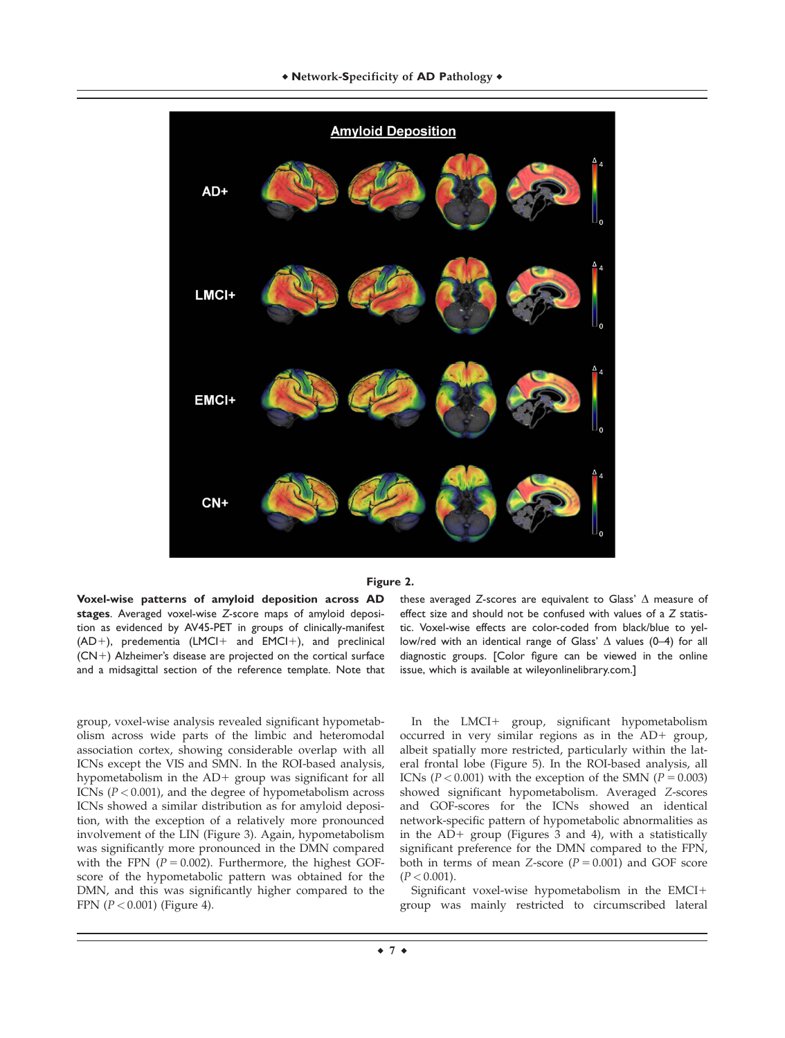**Figure 2.**

**Voxel-wise patterns of amyloid deposition across AD stages**. Averaged voxel-wise *Z*-score maps of amyloid deposition as evidenced by AV45-PET in groups of clinically-manifest (AD+), predementia (LMCI+ and EMCI+), and preclinical (CN+) Alzheimer's disease are projected on the cortical surface and a midsagittal section of the reference template. Note that these averaged *Z*-scores are equivalent to Glass' Δ measure of effect size and should not be confused with values of a *Z* statistic. Voxel-wise effects are color-coded from black/blue to yellow/red with an identical range of Glass' Δ values (0–4) for all diagnostic groups. [Color figure can be viewed in the online issue, which is available at wileyonlinelibrary.com.]

group, voxel-wise analysis revealed significant hypometabolism across wide parts of the limbic and heteromodal association cortex, showing considerable overlap with all ICNs except the VIS and SMN. In the ROI-based analysis, hypometabolism in the AD+ group was significant for all ICNs ($P < 0.001$), and the degree of hypometabolism across ICNs showed a similar distribution as for amyloid deposition, with the exception of a relatively more pronounced involvement of the LIN (Figure 3). Again, hypometabolism was significantly more pronounced in the DMN compared with the FPN ($P = 0.002$). Furthermore, the highest GOF-score of the hypometabolic pattern was obtained for the DMN, and this was significantly higher compared to the FPN ($P < 0.001$) (Figure 4).

In the LMCI+ group, significant hypometabolism occurred in very similar regions as in the AD+ group, albeit spatially more restricted, particularly within the lateral frontal lobe (Figure 5). In the ROI-based analysis, all ICNs ($P < 0.001$) with the exception of the SMN ($P = 0.003$) showed significant hypometabolism. Averaged *Z*-scores and GOF-scores for the ICNs showed an identical network-specific pattern of hypometabolic abnormalities as in the AD+ group (Figures 3 and 4), with a statistically significant preference for the DMN compared to the FPN, both in terms of mean *Z*-score ($P = 0.001$) and GOF score ($P < 0.001$).

Significant voxel-wise hypometabolism in the EMCI+ group was mainly restricted to circumscribed lateral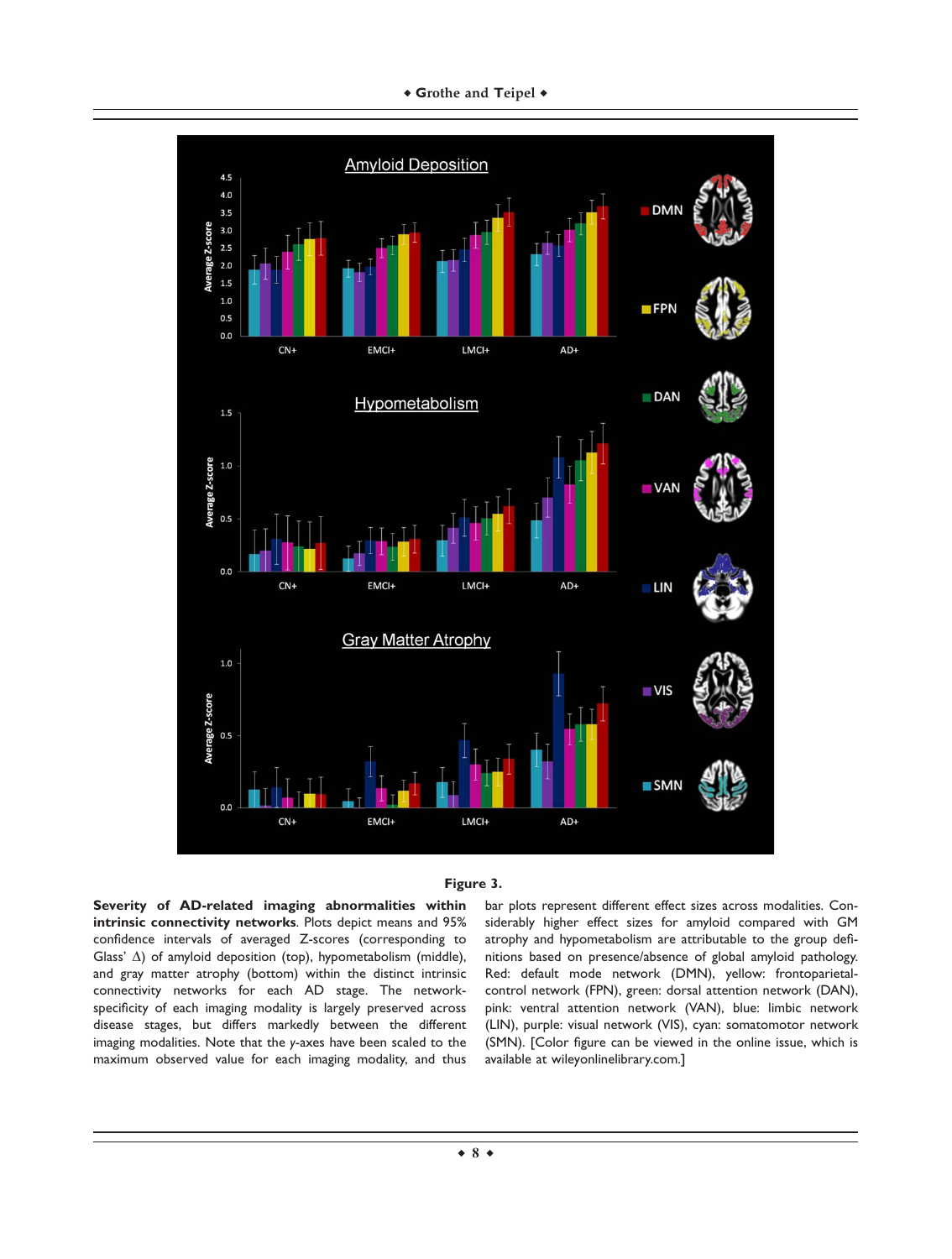**Figure 3.**

**Severity of AD-related imaging abnormalities within intrinsic connectivity networks**. Plots depict means and 95% confidence intervals of averaged Z-scores (corresponding to Glass' Δ) of amyloid deposition (top), hypometabolism (middle), and gray matter atrophy (bottom) within the distinct intrinsic connectivity networks for each AD stage. The network-specificity of each imaging modality is largely preserved across disease stages, but differs markedly between the different imaging modalities. Note that the *y*-axes have been scaled to the maximum observed value for each imaging modality, and thus bar plots represent different effect sizes across modalities. Considerably higher effect sizes for amyloid compared with GM atrophy and hypometabolism are attributable to the group definitions based on presence/absence of global amyloid pathology. Red: default mode network (DMN), yellow: frontoparietal-control network (FPN), green: dorsal attention network (DAN), pink: ventral attention network (VAN), blue: limbic network (LIN), purple: visual network (VIS), cyan: somatomotor network (SMN). [Color figure can be viewed in the online issue, which is available at wileyonlinelibrary.com.]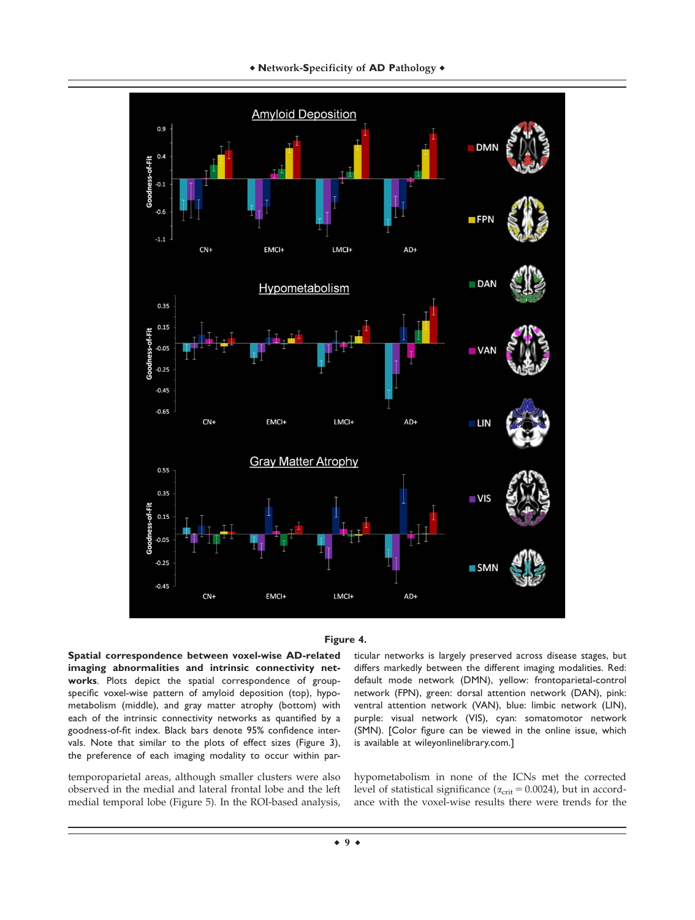**Figure 4.**

**Spatial correspondence between voxel-wise AD-related imaging abnormalities and intrinsic connectivity networks**. Plots depict the spatial correspondence of group-specific voxel-wise pattern of amyloid deposition (top), hypometabolism (middle), and gray matter atrophy (bottom) with each of the intrinsic connectivity networks as quantified by a goodness-of-fit index. Black bars denote 95% confidence intervals. Note that similar to the plots of effect sizes (Figure 3), the preference of each imaging modality to occur within particular networks is largely preserved across disease stages, but differs markedly between the different imaging modalities. Red: default mode network (DMN), yellow: frontoparietal-control network (FPN), green: dorsal attention network (DAN), pink: ventral attention network (VAN), blue: limbic network (LIN), purple: visual network (VIS), cyan: somatomotor network (SMN). [Color figure can be viewed in the online issue, which is available at wileyonlinelibrary.com.]

temporoparietal areas, although smaller clusters were also observed in the medial and lateral frontal lobe and the left medial temporal lobe (Figure 5). In the ROI-based analysis, hypometabolism in none of the ICNs met the corrected level of statistical significance ($\alpha_{crit} = 0.0024$), but in accordance with the voxel-wise results there were trends for the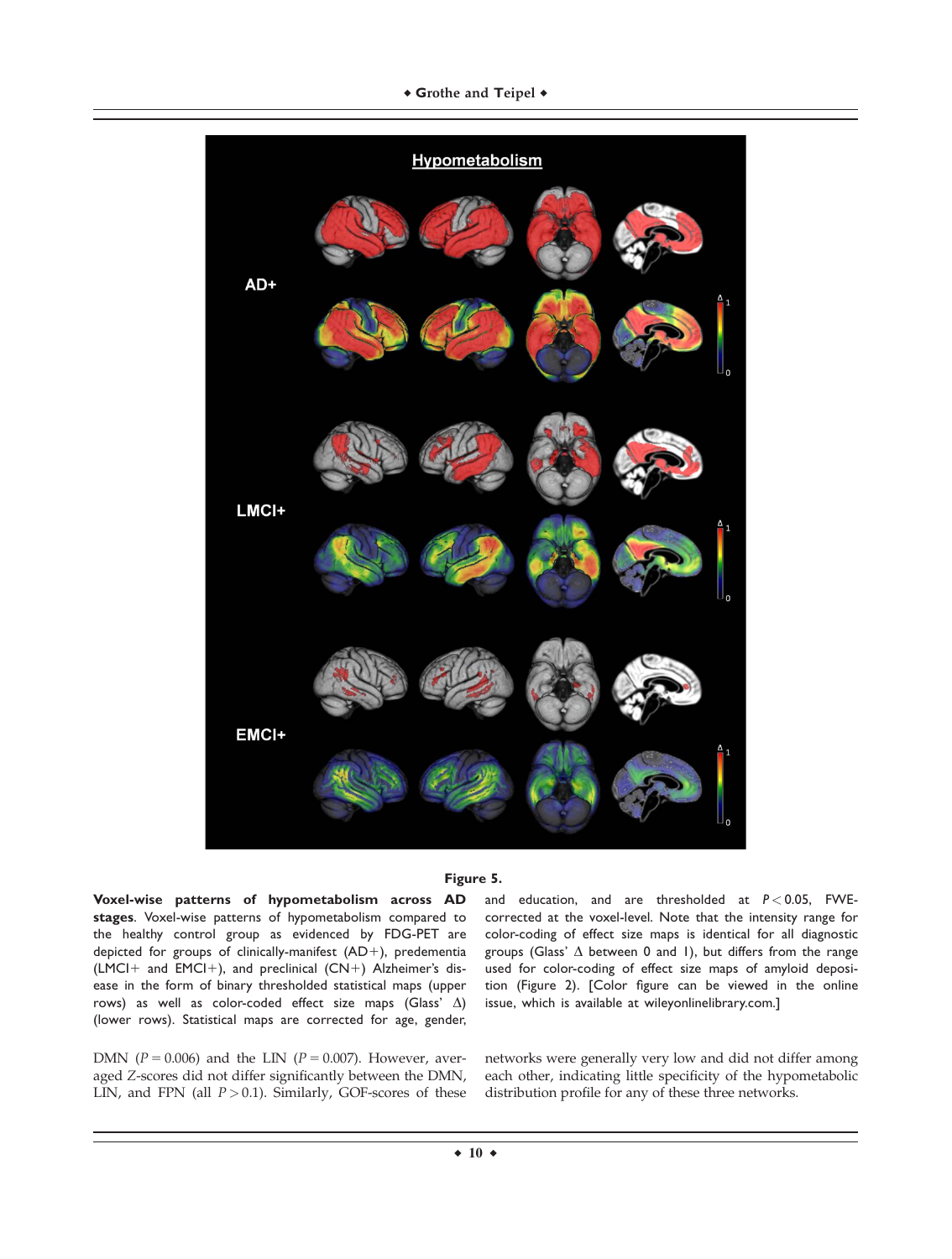**Figure 5.**

**Voxel-wise patterns of hypometabolism across AD stages**. Voxel-wise patterns of hypometabolism compared to the healthy control group as evidenced by FDG-PET are depicted for groups of clinically-manifest (AD+), predementia (LMCI+ and EMCI+), and preclinical (CN+) Alzheimer's disease in the form of binary thresholded statistical maps (upper rows) as well as color-coded effect size maps (Glass' Δ) (lower rows). Statistical maps are corrected for age, gender, and education, and are thresholded at $P < 0.05$, FWE-corrected at the voxel-level. Note that the intensity range for color-coding of effect size maps is identical for all diagnostic groups (Glass' Δ between 0 and 1), but differs from the range used for color-coding of effect size maps of amyloid deposition (Figure 2). [Color figure can be viewed in the online issue, which is available at wileyonlinelibrary.com.]

DMN ($P = 0.006$) and the LIN ($P = 0.007$). However, averaged Z-scores did not differ significantly between the DMN, LIN, and FPN (all $P > 0.1$). Similarly, GOF-scores of these networks were generally very low and did not differ among each other, indicating little specificity of the hypometabolic distribution profile for any of these three networks.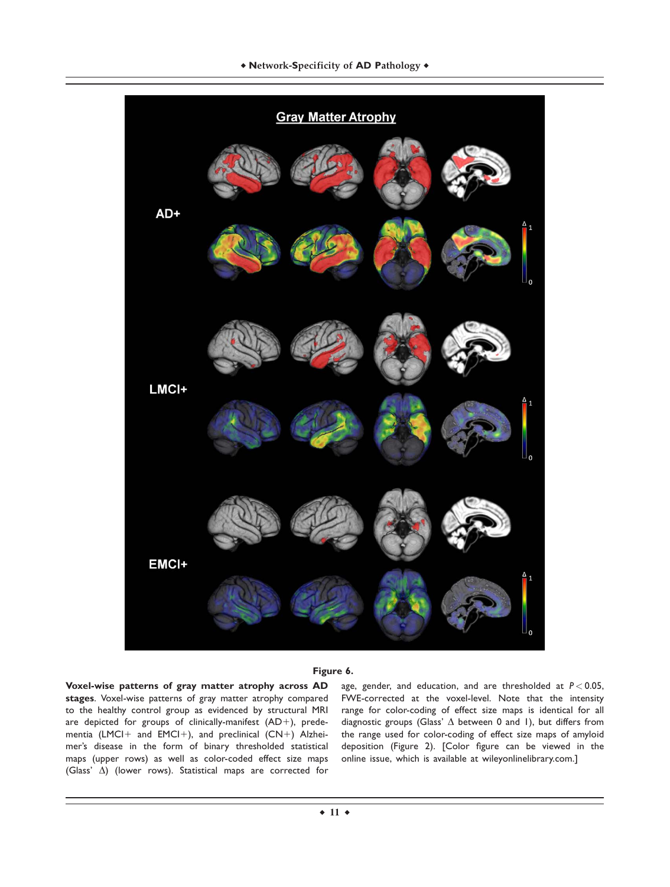**Figure 6.**

**Voxel-wise patterns of gray matter atrophy across AD stages**. Voxel-wise patterns of gray matter atrophy compared to the healthy control group as evidenced by structural MRI are depicted for groups of clinically-manifest (AD+), predementia (LMCI+ and EMCI+), and preclinical (CN+) Alzheimer's disease in the form of binary thresholded statistical maps (upper rows) as well as color-coded effect size maps (Glass' Δ) (lower rows). Statistical maps are corrected for age, gender, and education, and are thresholded at $P < 0.05$, FWE-corrected at the voxel-level. Note that the intensity range for color-coding of effect size maps is identical for all diagnostic groups (Glass' Δ between 0 and 1), but differs from the range used for color-coding of effect size maps of amyloid deposition (Figure 2). [Color figure can be viewed in the online issue, which is available at wileyonlinelibrary.com.]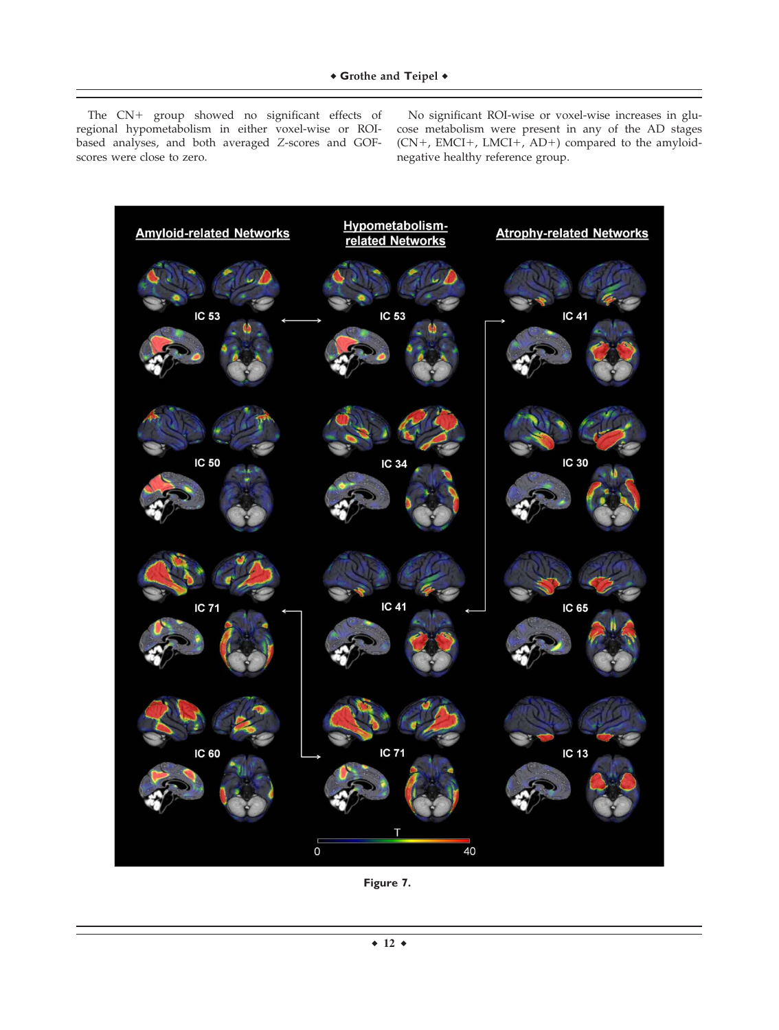The CN+ group showed no significant effects of regional hypometabolism in either voxel-wise or ROI-based analyses, and both averaged *Z*-scores and GOF-scores were close to zero.

No significant ROI-wise or voxel-wise increases in glucose metabolism were present in any of the AD stages (CN+, EMCI+, LMCI+, AD+) compared to the amyloid-negative healthy reference group.

**Figure 7.**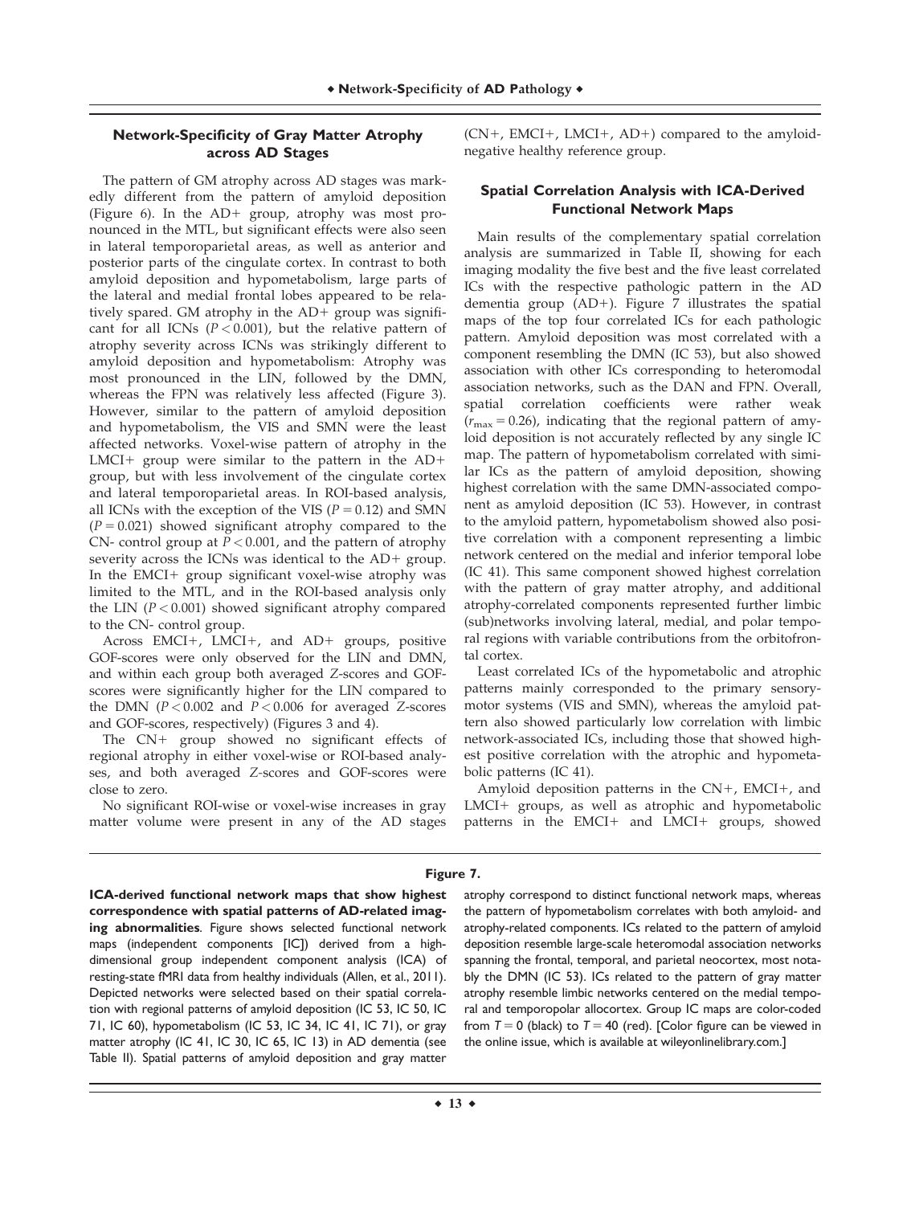### Network-Specificity of Gray Matter Atrophy across AD Stages

The pattern of GM atrophy across AD stages was markedly different from the pattern of amyloid deposition (Figure 6). In the AD+ group, atrophy was most pronounced in the MTL, but significant effects were also seen in lateral temporoparietal areas, as well as anterior and posterior parts of the cingulate cortex. In contrast to both amyloid deposition and hypometabolism, large parts of the lateral and medial frontal lobes appeared to be relatively spared. GM atrophy in the AD+ group was significant for all ICNs ($P < 0.001$), but the relative pattern of atrophy severity across ICNs was strikingly different to amyloid deposition and hypometabolism: Atrophy was most pronounced in the LIN, followed by the DMN, whereas the FPN was relatively less affected (Figure 3). However, similar to the pattern of amyloid deposition and hypometabolism, the VIS and SMN were the least affected networks. Voxel-wise pattern of atrophy in the LMCI+ group were similar to the pattern in the AD+ group, but with less involvement of the cingulate cortex and lateral temporoparietal areas. In ROI-based analysis, all ICNs with the exception of the VIS ($P = 0.12$) and SMN ($P = 0.021$) showed significant atrophy compared to the CN- control group at $P < 0.001$, and the pattern of atrophy severity across the ICNs was identical to the AD+ group. In the EMCI+ group significant voxel-wise atrophy was limited to the MTL, and in the ROI-based analysis only the LIN ($P < 0.001$) showed significant atrophy compared to the CN- control group.

Across EMCI+, LMCI+, and AD+ groups, positive GOF-scores were only observed for the LIN and DMN, and within each group both averaged *Z*-scores and GOF-scores were significantly higher for the LIN compared to the DMN ($P < 0.002$ and $P < 0.006$ for averaged *Z*-scores and GOF-scores, respectively) (Figures 3 and 4).

The CN+ group showed no significant effects of regional atrophy in either voxel-wise or ROI-based analyses, and both averaged *Z*-scores and GOF-scores were close to zero.

No significant ROI-wise or voxel-wise increases in gray matter volume were present in any of the AD stages (CN+, EMCI+, LMCI+, AD+) compared to the amyloid-negative healthy reference group.

### Spatial Correlation Analysis with ICA-Derived Functional Network Maps

Main results of the complementary spatial correlation analysis are summarized in Table II, showing for each imaging modality the five best and the five least correlated ICs with the respective pathologic pattern in the AD dementia group (AD+). Figure 7 illustrates the spatial maps of the top four correlated ICs for each pathologic pattern. Amyloid deposition was most correlated with a component resembling the DMN (IC 53), but also showed association with other ICs corresponding to heteromodal association networks, such as the DAN and FPN. Overall, spatial correlation coefficients were rather weak ($r_{max} = 0.26$), indicating that the regional pattern of amyloid deposition is not accurately reflected by any single IC map. The pattern of hypometabolism correlated with similar ICs as the pattern of amyloid deposition, showing highest correlation with the same DMN-associated component as amyloid deposition (IC 53). However, in contrast to the amyloid pattern, hypometabolism showed also positive correlation with a component representing a limbic network centered on the medial and inferior temporal lobe (IC 41). This same component showed highest correlation with the pattern of gray matter atrophy, and additional atrophy-correlated components represented further limbic (sub)networks involving lateral, medial, and polar temporal regions with variable contributions from the orbitofrontal cortex.

Least correlated ICs of the hypometabolic and atrophic patterns mainly corresponded to the primary sensory-motor systems (VIS and SMN), whereas the amyloid pattern also showed particularly low correlation with limbic network-associated ICs, including those that showed highest positive correlation with the atrophic and hypometabolic patterns (IC 41).

Amyloid deposition patterns in the CN+, EMCI+, and LMCI+ groups, as well as atrophic and hypometabolic patterns in the EMCI+ and LMCI+ groups, showed

**Figure 7.**

**ICA-derived functional network maps that show highest correspondence with spatial patterns of AD-related imaging abnormalities**. Figure shows selected functional network maps (independent components [IC]) derived from a high-dimensional group independent component analysis (ICA) of resting-state fMRI data from healthy individuals (Allen, et al., 2011). Depicted networks were selected based on their spatial correlation with regional patterns of amyloid deposition (IC 53, IC 50, IC 71, IC 60), hypometabolism (IC 53, IC 34, IC 41, IC 71), or gray matter atrophy (IC 41, IC 30, IC 65, IC 13) in AD dementia (see Table II). Spatial patterns of amyloid deposition and gray matter atrophy correspond to distinct functional network maps, whereas the pattern of hypometabolism correlates with both amyloid- and atrophy-related components. ICs related to the pattern of amyloid deposition resemble large-scale heteromodal association networks spanning the frontal, temporal, and parietal neocortex, most notably the DMN (IC 53). ICs related to the pattern of gray matter atrophy resemble limbic networks centered on the medial temporal and temporopolar allocortex. Group IC maps are color-coded from $T = 0$ (black) to $T = 40$ (red). [Color figure can be viewed in the online issue, which is available at wileyonlinelibrary.com.]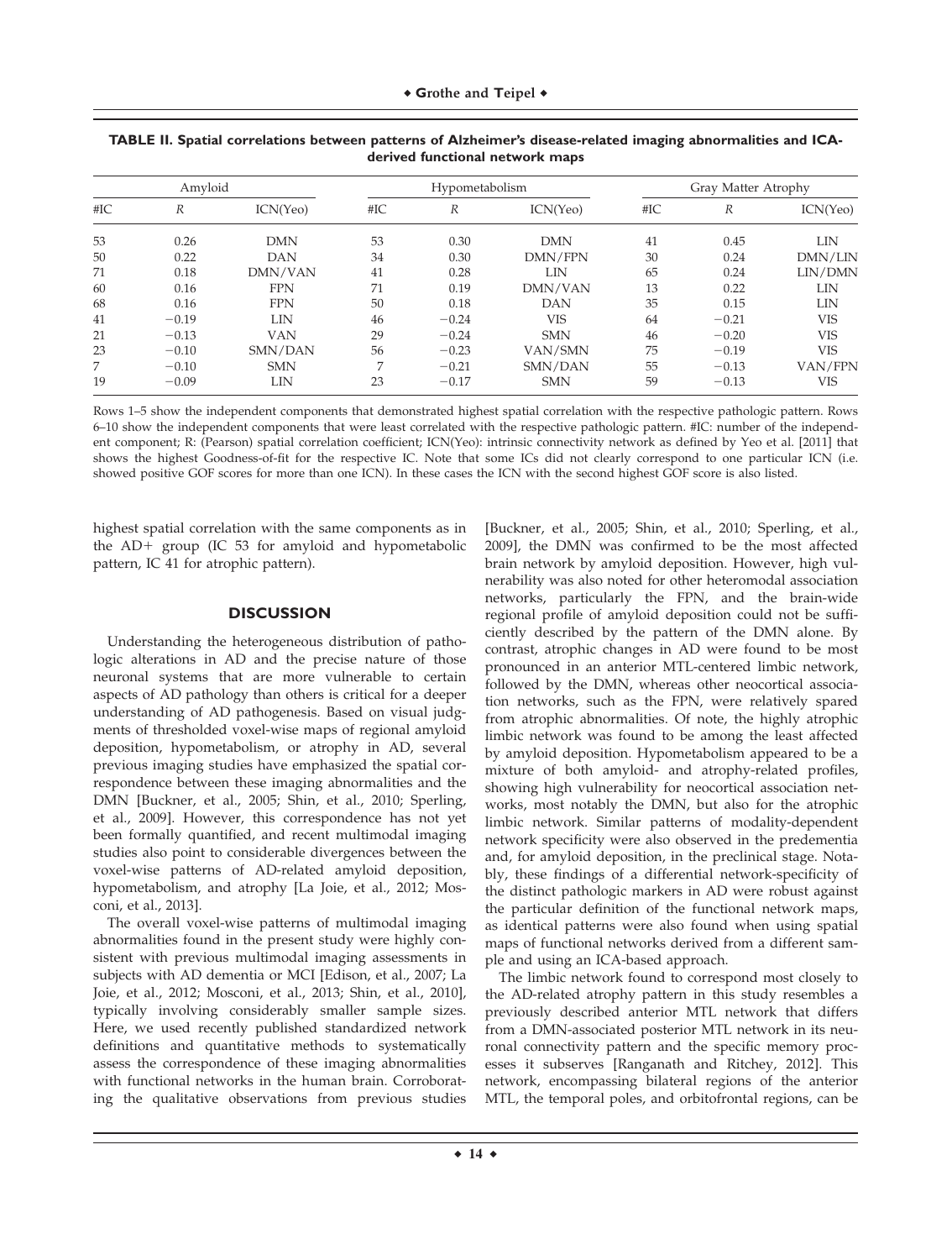**TABLE II. Spatial correlations between patterns of Alzheimer's disease-related imaging abnormalities and ICA-derived functional network maps**

| Amyloid | | | Hypometabolism | | | Gray Matter Atrophy | | |
|---|---|---|---|---|---|---|---|---|
| #IC | *R* | ICN(Yeo) | #IC | *R* | ICN(Yeo) | #IC | *R* | ICN(Yeo) |
| 53 | 0.26 | DMN | 53 | 0.30 | DMN | 41 | 0.45 | LIN |
| 50 | 0.22 | DAN | 34 | 0.30 | DMN/FPN | 30 | 0.24 | DMN/LIN |
| 71 | 0.18 | DMN/VAN | 41 | 0.28 | LIN | 65 | 0.24 | LIN/DMN |
| 60 | 0.16 | FPN | 71 | 0.19 | DMN/VAN | 13 | 0.22 | LIN |
| 68 | 0.16 | FPN | 50 | 0.18 | DAN | 35 | 0.15 | LIN |
| 41 | −0.19 | LIN | 46 | −0.24 | VIS | 64 | −0.21 | VIS |
| 21 | −0.13 | VAN | 29 | −0.24 | SMN | 46 | −0.20 | VIS |
| 23 | −0.10 | SMN/DAN | 56 | −0.23 | VAN/SMN | 75 | −0.19 | VIS |
| 7 | −0.10 | SMN | 7 | −0.21 | SMN/DAN | 55 | −0.13 | VAN/FPN |
| 19 | −0.09 | LIN | 23 | −0.17 | SMN | 59 | −0.13 | VIS |

Rows 1–5 show the independent components that demonstrated highest spatial correlation with the respective pathologic pattern. Rows 6–10 show the independent components that were least correlated with the respective pathologic pattern. #IC: number of the independent component; R: (Pearson) spatial correlation coefficient; ICN(Yeo): intrinsic connectivity network as defined by Yeo et al. [2011] that shows the highest Goodness-of-fit for the respective IC. Note that some ICs did not clearly correspond to one particular ICN (i.e. showed positive GOF scores for more than one ICN). In these cases the ICN with the second highest GOF score is also listed.

highest spatial correlation with the same components as in the AD+ group (IC 53 for amyloid and hypometabolic pattern, IC 41 for atrophic pattern).

## DISCUSSION

Understanding the heterogeneous distribution of pathologic alterations in AD and the precise nature of those neuronal systems that are more vulnerable to certain aspects of AD pathology than others is critical for a deeper understanding of AD pathogenesis. Based on visual judgments of thresholded voxel-wise maps of regional amyloid deposition, hypometabolism, or atrophy in AD, several previous imaging studies have emphasized the spatial correspondence between these imaging abnormalities and the DMN [Buckner, et al., 2005; Shin, et al., 2010; Sperling, et al., 2009]. However, this correspondence has not yet been formally quantified, and recent multimodal imaging studies also point to considerable divergences between the voxel-wise patterns of AD-related amyloid deposition, hypometabolism, and atrophy [La Joie, et al., 2012; Mosconi, et al., 2013].

The overall voxel-wise patterns of multimodal imaging abnormalities found in the present study were highly consistent with previous multimodal imaging assessments in subjects with AD dementia or MCI [Edison, et al., 2007; La Joie, et al., 2012; Mosconi, et al., 2013; Shin, et al., 2010], typically involving considerably smaller sample sizes. Here, we used recently published standardized network definitions and quantitative methods to systematically assess the correspondence of these imaging abnormalities with functional networks in the human brain. Corroborating the qualitative observations from previous studies [Buckner, et al., 2005; Shin, et al., 2010; Sperling, et al., 2009], the DMN was confirmed to be the most affected brain network by amyloid deposition. However, high vulnerability was also noted for other heteromodal association networks, particularly the FPN, and the brain-wide regional profile of amyloid deposition could not be sufficiently described by the pattern of the DMN alone. By contrast, atrophic changes in AD were found to be most pronounced in an anterior MTL-centered limbic network, followed by the DMN, whereas other neocortical association networks, such as the FPN, were relatively spared from atrophic abnormalities. Of note, the highly atrophic limbic network was found to be among the least affected by amyloid deposition. Hypometabolism appeared to be a mixture of both amyloid- and atrophy-related profiles, showing high vulnerability for neocortical association networks, most notably the DMN, but also for the atrophic limbic network. Similar patterns of modality-dependent network specificity were also observed in the predementia and, for amyloid deposition, in the preclinical stage. Notably, these findings of a differential network-specificity of the distinct pathologic markers in AD were robust against the particular definition of the functional network maps, as identical patterns were also found when using spatial maps of functional networks derived from a different sample and using an ICA-based approach.

The limbic network found to correspond most closely to the AD-related atrophy pattern in this study resembles a previously described anterior MTL network that differs from a DMN-associated posterior MTL network in its neuronal connectivity pattern and the specific memory processes it subserves [Ranganath and Ritchey, 2012]. This network, encompassing bilateral regions of the anterior MTL, the temporal poles, and orbitofrontal regions, can be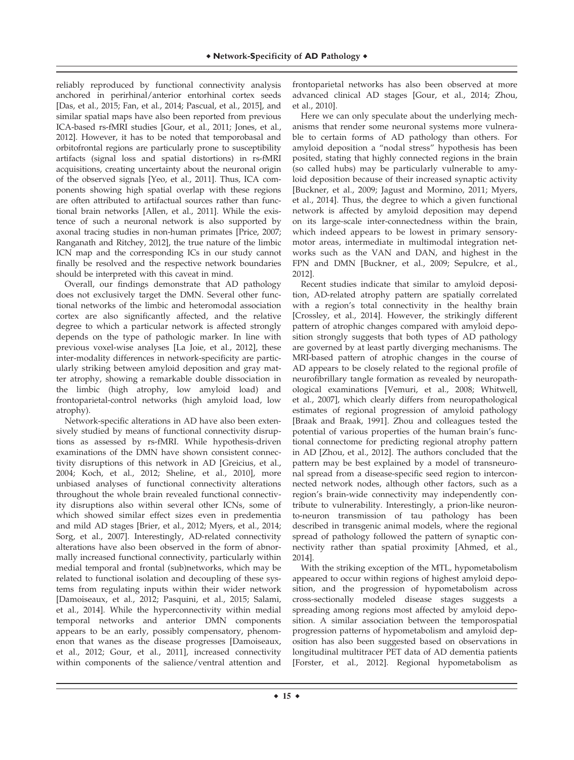reliably reproduced by functional connectivity analysis anchored in perirhinal/anterior entorhinal cortex seeds [Das, et al., 2015; Fan, et al., 2014; Pascual, et al., 2015], and similar spatial maps have also been reported from previous ICA-based rs-fMRI studies [Gour, et al., 2011; Jones, et al., 2012]. However, it has to be noted that temporobasal and orbitofrontal regions are particularly prone to susceptibility artifacts (signal loss and spatial distortions) in rs-fMRI acquisitions, creating uncertainty about the neuronal origin of the observed signals [Yeo, et al., 2011]. Thus, ICA components showing high spatial overlap with these regions are often attributed to artifactual sources rather than functional brain networks [Allen, et al., 2011]. While the existence of such a neuronal network is also supported by axonal tracing studies in non-human primates [Price, 2007; Ranganath and Ritchey, 2012], the true nature of the limbic ICN map and the corresponding ICs in our study cannot finally be resolved and the respective network boundaries should be interpreted with this caveat in mind.

Overall, our findings demonstrate that AD pathology does not exclusively target the DMN. Several other functional networks of the limbic and heteromodal association cortex are also significantly affected, and the relative degree to which a particular network is affected strongly depends on the type of pathologic marker. In line with previous voxel-wise analyses [La Joie, et al., 2012], these inter-modality differences in network-specificity are particularly striking between amyloid deposition and gray matter atrophy, showing a remarkable double dissociation in the limbic (high atrophy, low amyloid load) and frontoparietal-control networks (high amyloid load, low atrophy).

Network-specific alterations in AD have also been extensively studied by means of functional connectivity disruptions as assessed by rs-fMRI. While hypothesis-driven examinations of the DMN have shown consistent connectivity disruptions of this network in AD [Greicius, et al., 2004; Koch, et al., 2012; Sheline, et al., 2010], more unbiased analyses of functional connectivity alterations throughout the whole brain revealed functional connectivity disruptions also within several other ICNs, some of which showed similar effect sizes even in predementia and mild AD stages [Brier, et al., 2012; Myers, et al., 2014; Sorg, et al., 2007]. Interestingly, AD-related connectivity alterations have also been observed in the form of abnormally increased functional connectivity, particularly within medial temporal and frontal (sub)networks, which may be related to functional isolation and decoupling of these systems from regulating inputs within their wider network [Damoiseaux, et al., 2012; Pasquini, et al., 2015; Salami, et al., 2014]. While the hyperconnectivity within medial temporal networks and anterior DMN components appears to be an early, possibly compensatory, phenomenon that wanes as the disease progresses [Damoiseaux, et al., 2012; Gour, et al., 2011], increased connectivity within components of the salience/ventral attention and frontoparietal networks has also been observed at more advanced clinical AD stages [Gour, et al., 2014; Zhou, et al., 2010].

Here we can only speculate about the underlying mechanisms that render some neuronal systems more vulnerable to certain forms of AD pathology than others. For amyloid deposition a "nodal stress" hypothesis has been posited, stating that highly connected regions in the brain (so called hubs) may be particularly vulnerable to amyloid deposition because of their increased synaptic activity [Buckner, et al., 2009; Jagust and Mormino, 2011; Myers, et al., 2014]. Thus, the degree to which a given functional network is affected by amyloid deposition may depend on its large-scale inter-connectedness within the brain, which indeed appears to be lowest in primary sensory-motor areas, intermediate in multimodal integration networks such as the VAN and DAN, and highest in the FPN and DMN [Buckner, et al., 2009; Sepulcre, et al., 2012].

Recent studies indicate that similar to amyloid deposition, AD-related atrophy pattern are spatially correlated with a region's total connectivity in the healthy brain [Crossley, et al., 2014]. However, the strikingly different pattern of atrophic changes compared with amyloid deposition strongly suggests that both types of AD pathology are governed by at least partly diverging mechanisms. The MRI-based pattern of atrophic changes in the course of AD appears to be closely related to the regional profile of neurofibrillary tangle formation as revealed by neuropathological examinations [Vemuri, et al., 2008; Whitwell, et al., 2007], which clearly differs from neuropathological estimates of regional progression of amyloid pathology [Braak and Braak, 1991]. Zhou and colleagues tested the potential of various properties of the human brain's functional connectome for predicting regional atrophy pattern in AD [Zhou, et al., 2012]. The authors concluded that the pattern may be best explained by a model of transneuronal spread from a disease-specific seed region to interconnected network nodes, although other factors, such as a region's brain-wide connectivity may independently contribute to vulnerability. Interestingly, a prion-like neuron-to-neuron transmission of tau pathology has been described in transgenic animal models, where the regional spread of pathology followed the pattern of synaptic connectivity rather than spatial proximity [Ahmed, et al., 2014].

With the striking exception of the MTL, hypometabolism appeared to occur within regions of highest amyloid deposition, and the progression of hypometabolism across cross-sectionally modeled disease stages suggests a spreading among regions most affected by amyloid deposition. A similar association between the temporospatial progression patterns of hypometabolism and amyloid deposition has also been suggested based on observations in longitudinal multitracer PET data of AD dementia patients [Forster, et al., 2012]. Regional hypometabolism as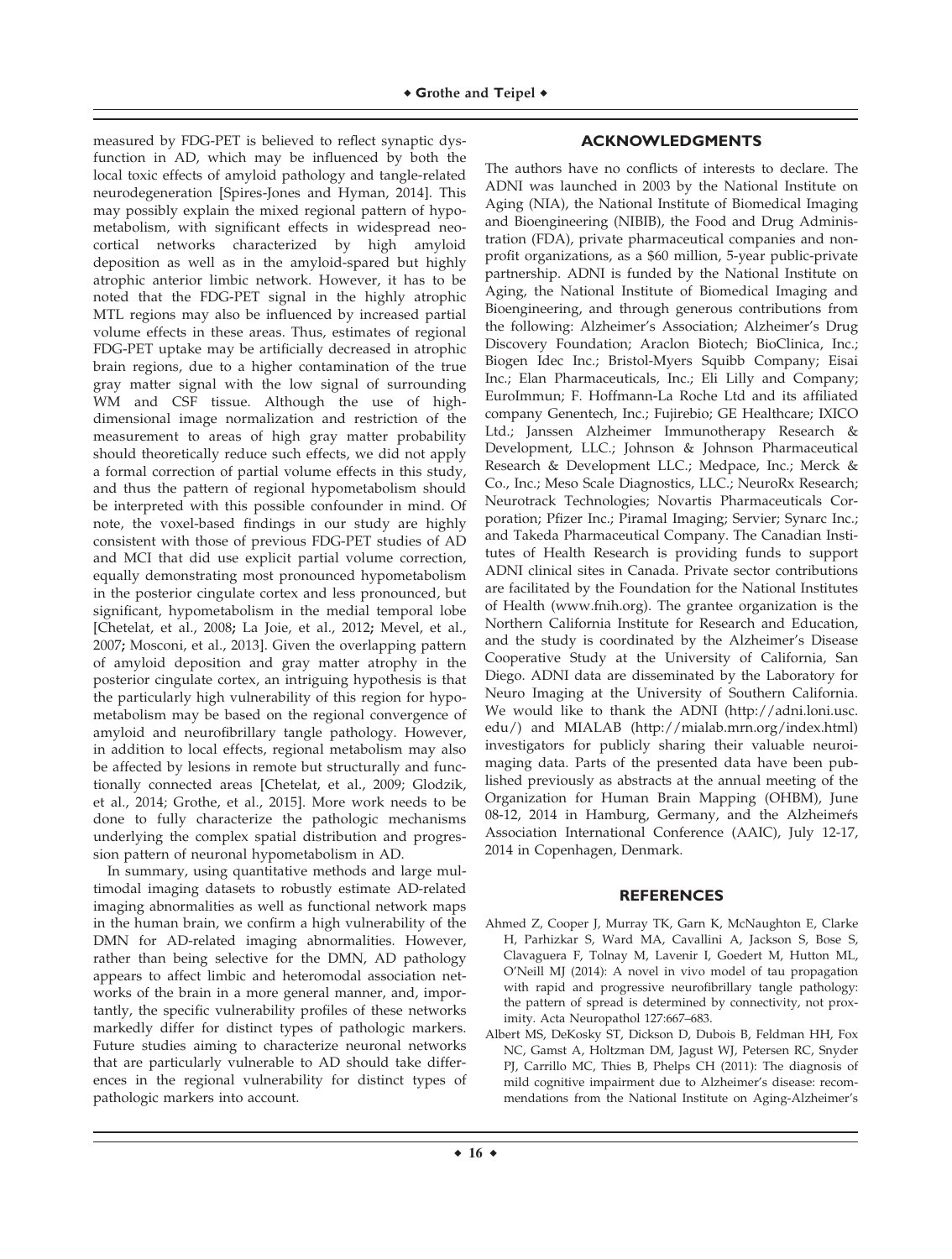measured by FDG-PET is believed to reflect synaptic dysfunction in AD, which may be influenced by both the local toxic effects of amyloid pathology and tangle-related neurodegeneration [Spires-Jones and Hyman, 2014]. This may possibly explain the mixed regional pattern of hypometabolism, with significant effects in widespread neocortical networks characterized by high amyloid deposition as well as in the amyloid-spared but highly atrophic anterior limbic network. However, it has to be noted that the FDG-PET signal in the highly atrophic MTL regions may also be influenced by increased partial volume effects in these areas. Thus, estimates of regional FDG-PET uptake may be artificially decreased in atrophic brain regions, due to a higher contamination of the true gray matter signal with the low signal of surrounding WM and CSF tissue. Although the use of high-dimensional image normalization and restriction of the measurement to areas of high gray matter probability should theoretically reduce such effects, we did not apply a formal correction of partial volume effects in this study, and thus the pattern of regional hypometabolism should be interpreted with this possible confounder in mind. Of note, the voxel-based findings in our study are highly consistent with those of previous FDG-PET studies of AD and MCI that did use explicit partial volume correction, equally demonstrating most pronounced hypometabolism in the posterior cingulate cortex and less pronounced, but significant, hypometabolism in the medial temporal lobe [Chetelat, et al., 2008; La Joie, et al., 2012; Mevel, et al., 2007; Mosconi, et al., 2013]. Given the overlapping pattern of amyloid deposition and gray matter atrophy in the posterior cingulate cortex, an intriguing hypothesis is that the particularly high vulnerability of this region for hypometabolism may be based on the regional convergence of amyloid and neurofibrillary tangle pathology. However, in addition to local effects, regional metabolism may also be affected by lesions in remote but structurally and functionally connected areas [Chetelat, et al., 2009; Glodzik, et al., 2014; Grothe, et al., 2015]. More work needs to be done to fully characterize the pathologic mechanisms underlying the complex spatial distribution and progression pattern of neuronal hypometabolism in AD.

In summary, using quantitative methods and large multimodal imaging datasets to robustly estimate AD-related imaging abnormalities as well as functional network maps in the human brain, we confirm a high vulnerability of the DMN for AD-related imaging abnormalities. However, rather than being selective for the DMN, AD pathology appears to affect limbic and heteromodal association networks of the brain in a more general manner, and, importantly, the specific vulnerability profiles of these networks markedly differ for distinct types of pathologic markers. Future studies aiming to characterize neuronal networks that are particularly vulnerable to AD should take differences in the regional vulnerability for distinct types of pathologic markers into account.

## ACKNOWLEDGMENTS

The authors have no conflicts of interests to declare. The ADNI was launched in 2003 by the National Institute on Aging (NIA), the National Institute of Biomedical Imaging and Bioengineering (NIBIB), the Food and Drug Administration (FDA), private pharmaceutical companies and nonprofit organizations, as a $60 million, 5-year public-private partnership. ADNI is funded by the National Institute on Aging, the National Institute of Biomedical Imaging and Bioengineering, and through generous contributions from the following: Alzheimer's Association; Alzheimer's Drug Discovery Foundation; Araclon Biotech; BioClinica, Inc.; Biogen Idec Inc.; Bristol-Myers Squibb Company; Eisai Inc.; Elan Pharmaceuticals, Inc.; Eli Lilly and Company; EuroImmun; F. Hoffmann-La Roche Ltd and its affiliated company Genentech, Inc.; Fujirebio; GE Healthcare; IXICO Ltd.; Janssen Alzheimer Immunotherapy Research & Development, LLC.; Johnson & Johnson Pharmaceutical Research & Development LLC.; Medpace, Inc.; Merck & Co., Inc.; Meso Scale Diagnostics, LLC.; NeuroRx Research; Neurotrack Technologies; Novartis Pharmaceuticals Corporation; Pfizer Inc.; Piramal Imaging; Servier; Synarc Inc.; and Takeda Pharmaceutical Company. The Canadian Institutes of Health Research is providing funds to support ADNI clinical sites in Canada. Private sector contributions are facilitated by the Foundation for the National Institutes of Health (www.fnih.org). The grantee organization is the Northern California Institute for Research and Education, and the study is coordinated by the Alzheimer's Disease Cooperative Study at the University of California, San Diego. ADNI data are disseminated by the Laboratory for Neuro Imaging at the University of Southern California. We would like to thank the ADNI (http://adni.loni.usc.edu/) and MIALAB (http://mialab.mrn.org/index.html) investigators for publicly sharing their valuable neuroimaging data. Parts of the presented data have been published previously as abstracts at the annual meeting of the Organization for Human Brain Mapping (OHBM), June 08-12, 2014 in Hamburg, Germany, and the Alzheimer's Association International Conference (AAIC), July 12-17, 2014 in Copenhagen, Denmark.

## REFERENCES

Ahmed Z, Cooper J, Murray TK, Garn K, McNaughton E, Clarke H, Parhizkar S, Ward MA, Cavallini A, Jackson S, Bose S, Clavaguera F, Tolnay M, Lavenir I, Goedert M, Hutton ML, O'Neill MJ (2014): A novel in vivo model of tau propagation with rapid and progressive neurofibrillary tangle pathology: the pattern of spread is determined by connectivity, not proximity. Acta Neuropathol 127:667–683.

Albert MS, DeKosky ST, Dickson D, Dubois B, Feldman HH, Fox NC, Gamst A, Holtzman DM, Jagust WJ, Petersen RC, Snyder PJ, Carrillo MC, Thies B, Phelps CH (2011): The diagnosis of mild cognitive impairment due to Alzheimer's disease: recommendations from the National Institute on Aging-Alzheimer's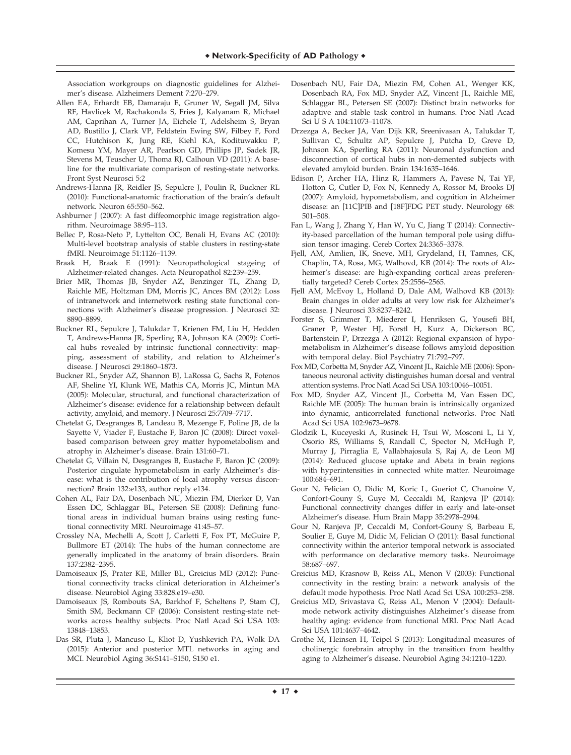Association workgroups on diagnostic guidelines for Alzheimer's disease. Alzheimers Dement 7:270–279.

Allen EA, Erhardt EB, Damaraju E, Gruner W, Segall JM, Silva RF, Havlicek M, Rachakonda S, Fries J, Kalyanam R, Michael AM, Caprihan A, Turner JA, Eichele T, Adelsheim S, Bryan AD, Bustillo J, Clark VP, Feldstein Ewing SW, Filbey F, Ford CC, Hutchison K, Jung RE, Kiehl KA, Kodituwakku P, Komesu YM, Mayer AR, Pearlson GD, Phillips JP, Sadek JR, Stevens M, Teuscher U, Thoma RJ, Calhoun VD (2011): A baseline for the multivariate comparison of resting-state networks. Front Syst Neurosci 5:2

Andrews-Hanna JR, Reidler JS, Sepulcre J, Poulin R, Buckner RL (2010): Functional-anatomic fractionation of the brain's default network. Neuron 65:550–562.

Ashburner J (2007): A fast diffeomorphic image registration algorithm. Neuroimage 38:95–113.

Bellec P, Rosa-Neto P, Lyttelton OC, Benali H, Evans AC (2010): Multi-level bootstrap analysis of stable clusters in resting-state fMRI. Neuroimage 51:1126–1139.

Braak H, Braak E (1991): Neuropathological stageing of Alzheimer-related changes. Acta Neuropathol 82:239–259.

Brier MR, Thomas JB, Snyder AZ, Benzinger TL, Zhang D, Raichle ME, Holtzman DM, Morris JC, Ances BM (2012): Loss of intranetwork and internetwork resting state functional connections with Alzheimer's disease progression. J Neurosci 32: 8890–8899.

Buckner RL, Sepulcre J, Talukdar T, Krienen FM, Liu H, Hedden T, Andrews-Hanna JR, Sperling RA, Johnson KA (2009): Cortical hubs revealed by intrinsic functional connectivity: mapping, assessment of stability, and relation to Alzheimer's disease. J Neurosci 29:1860–1873.

Buckner RL, Snyder AZ, Shannon BJ, LaRossa G, Sachs R, Fotenos AF, Sheline YI, Klunk WE, Mathis CA, Morris JC, Mintun MA (2005): Molecular, structural, and functional characterization of Alzheimer's disease: evidence for a relationship between default activity, amyloid, and memory. J Neurosci 25:7709–7717.

Chetelat G, Desgranges B, Landeau B, Mezenge F, Poline JB, de la Sayette V, Viader F, Eustache F, Baron JC (2008): Direct voxel-based comparison between grey matter hypometabolism and atrophy in Alzheimer's disease. Brain 131:60–71.

Chetelat G, Villain N, Desgranges B, Eustache F, Baron JC (2009): Posterior cingulate hypometabolism in early Alzheimer's disease: what is the contribution of local atrophy versus disconnection? Brain 132:e133, author reply e134.

Cohen AL, Fair DA, Dosenbach NU, Miezin FM, Dierker D, Van Essen DC, Schlaggar BL, Petersen SE (2008): Defining functional areas in individual human brains using resting functional connectivity MRI. Neuroimage 41:45–57.

Crossley NA, Mechelli A, Scott J, Carletti F, Fox PT, McGuire P, Bullmore ET (2014): The hubs of the human connectome are generally implicated in the anatomy of brain disorders. Brain 137:2382–2395.

Damoiseaux JS, Prater KE, Miller BL, Greicius MD (2012): Functional connectivity tracks clinical deterioration in Alzheimer's disease. Neurobiol Aging 33:828.e19–e30.

Damoiseaux JS, Rombouts SA, Barkhof F, Scheltens P, Stam CJ, Smith SM, Beckmann CF (2006): Consistent resting-state networks across healthy subjects. Proc Natl Acad Sci USA 103: 13848–13853.

Das SR, Pluta J, Mancuso L, Kliot D, Yushkevich PA, Wolk DA (2015): Anterior and posterior MTL networks in aging and MCI. Neurobiol Aging 36:S141–S150, S150 e1.

Dosenbach NU, Fair DA, Miezin FM, Cohen AL, Wenger KK, Dosenbach RA, Fox MD, Snyder AZ, Vincent JL, Raichle ME, Schlaggar BL, Petersen SE (2007): Distinct brain networks for adaptive and stable task control in humans. Proc Natl Acad Sci U S A 104:11073–11078.

Drzezga A, Becker JA, Van Dijk KR, Sreenivasan A, Talukdar T, Sullivan C, Schultz AP, Sepulcre J, Putcha D, Greve D, Johnson KA, Sperling RA (2011): Neuronal dysfunction and disconnection of cortical hubs in non-demented subjects with elevated amyloid burden. Brain 134:1635–1646.

Edison P, Archer HA, Hinz R, Hammers A, Pavese N, Tai YF, Hotton G, Cutler D, Fox N, Kennedy A, Rossor M, Brooks DJ (2007): Amyloid, hypometabolism, and cognition in Alzheimer disease: an [11C]PIB and [18F]FDG PET study. Neurology 68: 501–508.

Fan L, Wang J, Zhang Y, Han W, Yu C, Jiang T (2014): Connectivity-based parcellation of the human temporal pole using diffusion tensor imaging. Cereb Cortex 24:3365–3378.

Fjell, AM, Amlien, IK, Sneve, MH, Grydeland, H, Tamnes, CK, Chaplin, TA, Rosa, MG, Walhovd, KB (2014): The roots of Alzheimer's disease: are high-expanding cortical areas preferentially targeted? Cereb Cortex 25:2556–2565.

Fjell AM, McEvoy L, Holland D, Dale AM, Walhovd KB (2013): Brain changes in older adults at very low risk for Alzheimer's disease. J Neurosci 33:8237–8242.

Forster S, Grimmer T, Miederer I, Henriksen G, Yousefi BH, Graner P, Wester HJ, Forstl H, Kurz A, Dickerson BC, Bartenstein P, Drzezga A (2012): Regional expansion of hypometabolism in Alzheimer's disease follows amyloid deposition with temporal delay. Biol Psychiatry 71:792–797.

Fox MD, Corbetta M, Snyder AZ, Vincent JL, Raichle ME (2006): Spontaneous neuronal activity distinguishes human dorsal and ventral attention systems. Proc Natl Acad Sci USA 103:10046–10051.

Fox MD, Snyder AZ, Vincent JL, Corbetta M, Van Essen DC, Raichle ME (2005): The human brain is intrinsically organized into dynamic, anticorrelated functional networks. Proc Natl Acad Sci USA 102:9673–9678.

Glodzik L, Kuceyeski A, Rusinek H, Tsui W, Mosconi L, Li Y, Osorio RS, Williams S, Randall C, Spector N, McHugh P, Murray J, Pirraglia E, Vallabhajosula S, Raj A, de Leon MJ (2014): Reduced glucose uptake and Abeta in brain regions with hyperintensities in connected white matter. Neuroimage 100:684–691.

Gour N, Felician O, Didic M, Koric L, Gueriot C, Chanoine V, Confort-Gouny S, Guye M, Ceccaldi M, Ranjeva JP (2014): Functional connectivity changes differ in early and late-onset Alzheimer's disease. Hum Brain Mapp 35:2978–2994.

Gour N, Ranjeva JP, Ceccaldi M, Confort-Gouny S, Barbeau E, Soulier E, Guye M, Didic M, Felician O (2011): Basal functional connectivity within the anterior temporal network is associated with performance on declarative memory tasks. Neuroimage 58:687–697.

Greicius MD, Krasnow B, Reiss AL, Menon V (2003): Functional connectivity in the resting brain: a network analysis of the default mode hypothesis. Proc Natl Acad Sci USA 100:253–258.

Greicius MD, Srivastava G, Reiss AL, Menon V (2004): Default-mode network activity distinguishes Alzheimer's disease from healthy aging: evidence from functional MRI. Proc Natl Acad Sci USA 101:4637–4642.

Grothe M, Heinsen H, Teipel S (2013): Longitudinal measures of cholinergic forebrain atrophy in the transition from healthy aging to Alzheimer's disease. Neurobiol Aging 34:1210–1220.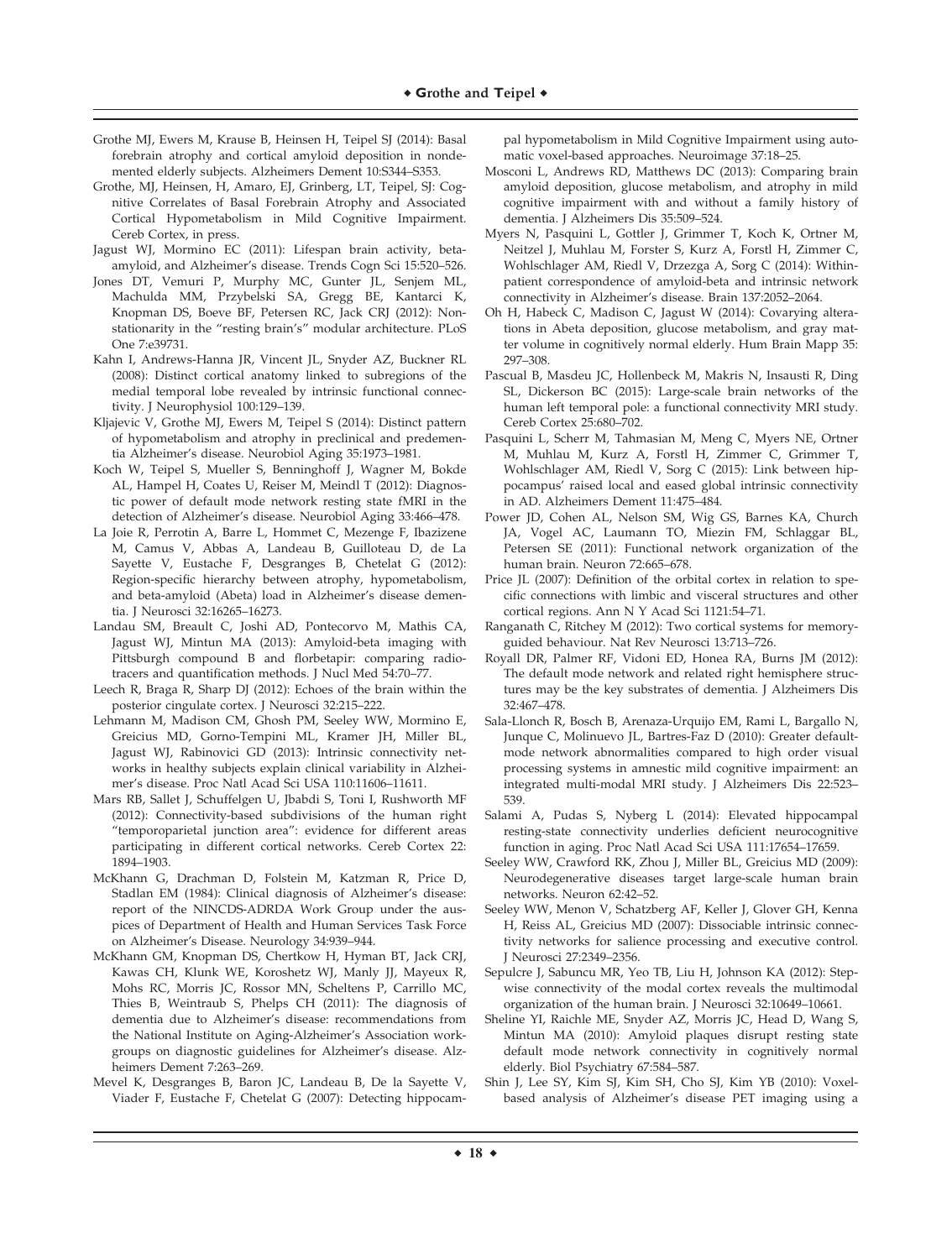Grothe MJ, Ewers M, Krause B, Heinsen H, Teipel SJ (2014): Basal forebrain atrophy and cortical amyloid deposition in nondemented elderly subjects. Alzheimers Dement 10:S344–S353.

Grothe, MJ, Heinsen, H, Amaro, EJ, Grinberg, LT, Teipel, SJ: Cognitive Correlates of Basal Forebrain Atrophy and Associated Cortical Hypometabolism in Mild Cognitive Impairment. Cereb Cortex, in press.

Jagust WJ, Mormino EC (2011): Lifespan brain activity, beta-amyloid, and Alzheimer's disease. Trends Cogn Sci 15:520–526.

Jones DT, Vemuri P, Murphy MC, Gunter JL, Senjem ML, Machulda MM, Przybelski SA, Gregg BE, Kantarci K, Knopman DS, Boeve BF, Petersen RC, Jack CRJ (2012): Non-stationarity in the "resting brain's" modular architecture. PLoS One 7:e39731.

Kahn I, Andrews-Hanna JR, Vincent JL, Snyder AZ, Buckner RL (2008): Distinct cortical anatomy linked to subregions of the medial temporal lobe revealed by intrinsic functional connectivity. J Neurophysiol 100:129–139.

Kljajevic V, Grothe MJ, Ewers M, Teipel S (2014): Distinct pattern of hypometabolism and atrophy in preclinical and predementia Alzheimer's disease. Neurobiol Aging 35:1973–1981.

Koch W, Teipel S, Mueller S, Benninghoff J, Wagner M, Bokde AL, Hampel H, Coates U, Reiser M, Meindl T (2012): Diagnostic power of default mode network resting state fMRI in the detection of Alzheimer's disease. Neurobiol Aging 33:466–478.

La Joie R, Perrotin A, Barre L, Hommet C, Mezenge F, Ibazizene M, Camus V, Abbas A, Landeau B, Guilloteau D, de La Sayette V, Eustache F, Desgranges B, Chetelat G (2012): Region-specific hierarchy between atrophy, hypometabolism, and beta-amyloid (Abeta) load in Alzheimer's disease dementia. J Neurosci 32:16265–16273.

Landau SM, Breault C, Joshi AD, Pontecorvo M, Mathis CA, Jagust WJ, Mintun MA (2013): Amyloid-beta imaging with Pittsburgh compound B and florbetapir: comparing radiotracers and quantification methods. J Nucl Med 54:70–77.

Leech R, Braga R, Sharp DJ (2012): Echoes of the brain within the posterior cingulate cortex. J Neurosci 32:215–222.

Lehmann M, Madison CM, Ghosh PM, Seeley WW, Mormino E, Greicius MD, Gorno-Tempini ML, Kramer JH, Miller BL, Jagust WJ, Rabinovici GD (2013): Intrinsic connectivity networks in healthy subjects explain clinical variability in Alzheimer's disease. Proc Natl Acad Sci USA 110:11606–11611.

Mars RB, Sallet J, Schuffelgen U, Jbabdi S, Toni I, Rushworth MF (2012): Connectivity-based subdivisions of the human right "temporoparietal junction area": evidence for different areas participating in different cortical networks. Cereb Cortex 22: 1894–1903.

McKhann G, Drachman D, Folstein M, Katzman R, Price D, Stadlan EM (1984): Clinical diagnosis of Alzheimer's disease: report of the NINCDS-ADRDA Work Group under the auspices of Department of Health and Human Services Task Force on Alzheimer's Disease. Neurology 34:939–944.

McKhann GM, Knopman DS, Chertkow H, Hyman BT, Jack CRJ, Kawas CH, Klunk WE, Koroshetz WJ, Manly JJ, Mayeux R, Mohs RC, Morris JC, Rossor MN, Scheltens P, Carrillo MC, Thies B, Weintraub S, Phelps CH (2011): The diagnosis of dementia due to Alzheimer's disease: recommendations from the National Institute on Aging-Alzheimer's Association workgroups on diagnostic guidelines for Alzheimer's disease. Alzheimers Dement 7:263–269.

Mevel K, Desgranges B, Baron JC, Landeau B, De la Sayette V, Viader F, Eustache F, Chetelat G (2007): Detecting hippocampal hypometabolism in Mild Cognitive Impairment using automatic voxel-based approaches. Neuroimage 37:18–25.

Mosconi L, Andrews RD, Matthews DC (2013): Comparing brain amyloid deposition, glucose metabolism, and atrophy in mild cognitive impairment with and without a family history of dementia. J Alzheimers Dis 35:509–524.

Myers N, Pasquini L, Gottler J, Grimmer T, Koch K, Ortner M, Neitzel J, Muhlau M, Forster S, Kurz A, Forstl H, Zimmer C, Wohlschlager AM, Riedl V, Drzezga A, Sorg C (2014): Within-patient correspondence of amyloid-beta and intrinsic network connectivity in Alzheimer's disease. Brain 137:2052–2064.

Oh H, Habeck C, Madison C, Jagust W (2014): Covarying alterations in Abeta deposition, glucose metabolism, and gray matter volume in cognitively normal elderly. Hum Brain Mapp 35: 297–308.

Pascual B, Masdeu JC, Hollenbeck M, Makris N, Insausti R, Ding SL, Dickerson BC (2015): Large-scale brain networks of the human left temporal pole: a functional connectivity MRI study. Cereb Cortex 25:680–702.

Pasquini L, Scherr M, Tahmasian M, Meng C, Myers NE, Ortner M, Muhlau M, Kurz A, Forstl H, Zimmer C, Grimmer T, Wohlschlager AM, Riedl V, Sorg C (2015): Link between hippocampus' raised local and eased global intrinsic connectivity in AD. Alzheimers Dement 11:475–484.

Power JD, Cohen AL, Nelson SM, Wig GS, Barnes KA, Church JA, Vogel AC, Laumann TO, Miezin FM, Schlaggar BL, Petersen SE (2011): Functional network organization of the human brain. Neuron 72:665–678.

Price JL (2007): Definition of the orbital cortex in relation to specific connections with limbic and visceral structures and other cortical regions. Ann N Y Acad Sci 1121:54–71.

Ranganath C, Ritchey M (2012): Two cortical systems for memory-guided behaviour. Nat Rev Neurosci 13:713–726.

Royall DR, Palmer RF, Vidoni ED, Honea RA, Burns JM (2012): The default mode network and related right hemisphere structures may be the key substrates of dementia. J Alzheimers Dis 32:467–478.

Sala-Llonch R, Bosch B, Arenaza-Urquijo EM, Rami L, Bargallo N, Junque C, Molinuevo JL, Bartres-Faz D (2010): Greater default-mode network abnormalities compared to high order visual processing systems in amnestic mild cognitive impairment: an integrated multi-modal MRI study. J Alzheimers Dis 22:523–539.

Salami A, Pudas S, Nyberg L (2014): Elevated hippocampal resting-state connectivity underlies deficient neurocognitive function in aging. Proc Natl Acad Sci USA 111:17654–17659.

Seeley WW, Crawford RK, Zhou J, Miller BL, Greicius MD (2009): Neurodegenerative diseases target large-scale human brain networks. Neuron 62:42–52.

Seeley WW, Menon V, Schatzberg AF, Keller J, Glover GH, Kenna H, Reiss AL, Greicius MD (2007): Dissociable intrinsic connectivity networks for salience processing and executive control. J Neurosci 27:2349–2356.

Sepulcre J, Sabuncu MR, Yeo TB, Liu H, Johnson KA (2012): Stepwise connectivity of the modal cortex reveals the multimodal organization of the human brain. J Neurosci 32:10649–10661.

Sheline YI, Raichle ME, Snyder AZ, Morris JC, Head D, Wang S, Mintun MA (2010): Amyloid plaques disrupt resting state default mode network connectivity in cognitively normal elderly. Biol Psychiatry 67:584–587.

Shin J, Lee SY, Kim SJ, Kim SH, Cho SJ, Kim YB (2010): Voxel-based analysis of Alzheimer's disease PET imaging using a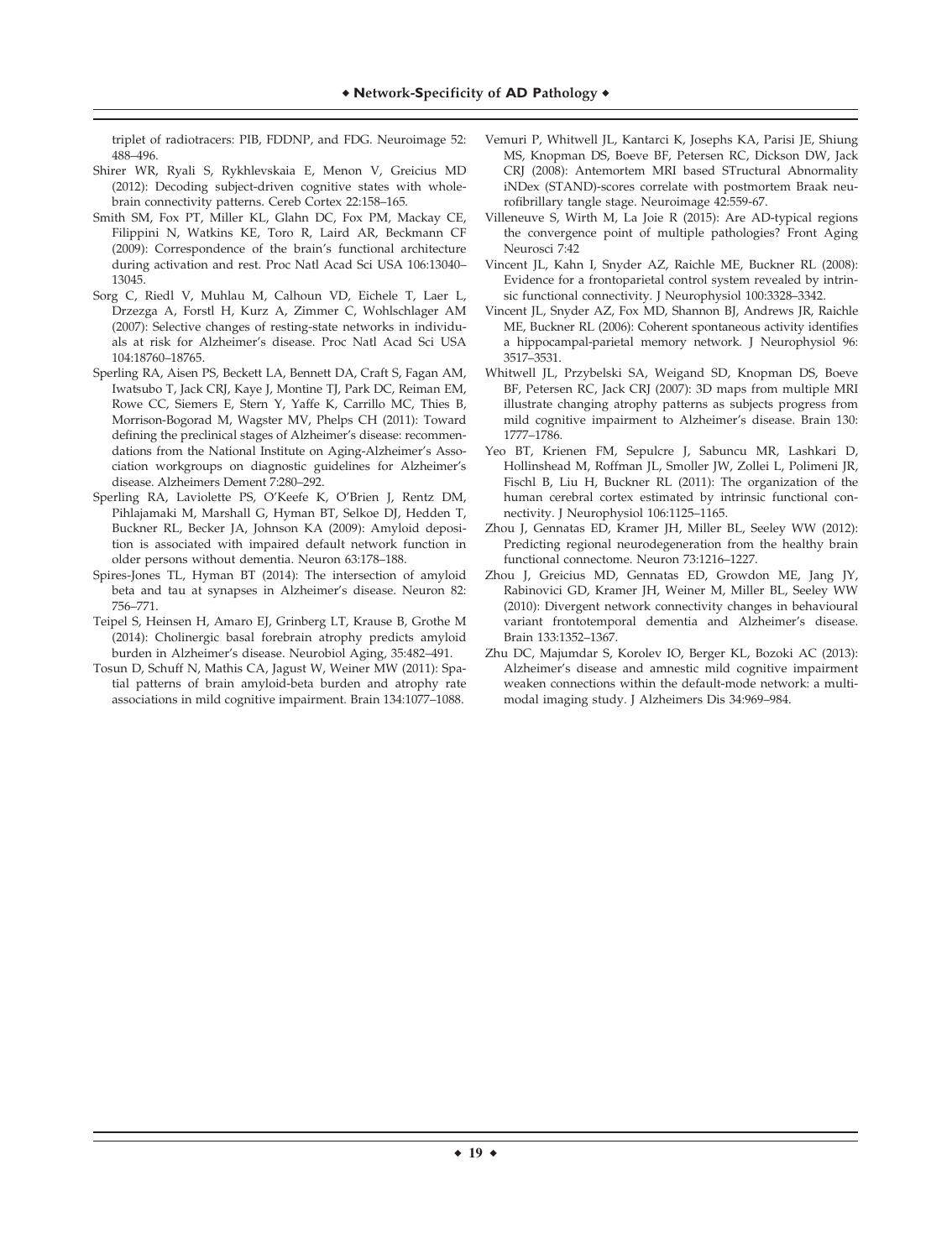triplet of radiotracers: PIB, FDDNP, and FDG. Neuroimage 52: 488–496.

Shirer WR, Ryali S, Rykhlevskaia E, Menon V, Greicius MD (2012): Decoding subject-driven cognitive states with whole-brain connectivity patterns. Cereb Cortex 22:158–165.

Smith SM, Fox PT, Miller KL, Glahn DC, Fox PM, Mackay CE, Filippini N, Watkins KE, Toro R, Laird AR, Beckmann CF (2009): Correspondence of the brain's functional architecture during activation and rest. Proc Natl Acad Sci USA 106:13040–13045.

Sorg C, Riedl V, Muhlau M, Calhoun VD, Eichele T, Laer L, Drzezga A, Forstl H, Kurz A, Zimmer C, Wohlschlager AM (2007): Selective changes of resting-state networks in individuals at risk for Alzheimer's disease. Proc Natl Acad Sci USA 104:18760–18765.

Sperling RA, Aisen PS, Beckett LA, Bennett DA, Craft S, Fagan AM, Iwatsubo T, Jack CRJ, Kaye J, Montine TJ, Park DC, Reiman EM, Rowe CC, Siemers E, Stern Y, Yaffe K, Carrillo MC, Thies B, Morrison-Bogorad M, Wagster MV, Phelps CH (2011): Toward defining the preclinical stages of Alzheimer's disease: recommendations from the National Institute on Aging-Alzheimer's Association workgroups on diagnostic guidelines for Alzheimer's disease. Alzheimers Dement 7:280–292.

Sperling RA, Laviolette PS, O'Keefe K, O'Brien J, Rentz DM, Pihlajamaki M, Marshall G, Hyman BT, Selkoe DJ, Hedden T, Buckner RL, Becker JA, Johnson KA (2009): Amyloid deposition is associated with impaired default network function in older persons without dementia. Neuron 63:178–188.

Spires-Jones TL, Hyman BT (2014): The intersection of amyloid beta and tau at synapses in Alzheimer's disease. Neuron 82: 756–771.

Teipel S, Heinsen H, Amaro EJ, Grinberg LT, Krause B, Grothe M (2014): Cholinergic basal forebrain atrophy predicts amyloid burden in Alzheimer's disease. Neurobiol Aging, 35:482–491.

Tosun D, Schuff N, Mathis CA, Jagust W, Weiner MW (2011): Spatial patterns of brain amyloid-beta burden and atrophy rate associations in mild cognitive impairment. Brain 134:1077–1088.

Vemuri P, Whitwell JL, Kantarci K, Josephs KA, Parisi JE, Shiung MS, Knopman DS, Boeve BF, Petersen RC, Dickson DW, Jack CRJ (2008): Antemortem MRI based STructural Abnormality iNDex (STAND)-scores correlate with postmortem Braak neurofibrillary tangle stage. Neuroimage 42:559-67.

Villeneuve S, Wirth M, La Joie R (2015): Are AD-typical regions the convergence point of multiple pathologies? Front Aging Neurosci 7:42

Vincent JL, Kahn I, Snyder AZ, Raichle ME, Buckner RL (2008): Evidence for a frontoparietal control system revealed by intrinsic functional connectivity. J Neurophysiol 100:3328–3342.

Vincent JL, Snyder AZ, Fox MD, Shannon BJ, Andrews JR, Raichle ME, Buckner RL (2006): Coherent spontaneous activity identifies a hippocampal-parietal memory network. J Neurophysiol 96: 3517–3531.

Whitwell JL, Przybelski SA, Weigand SD, Knopman DS, Boeve BF, Petersen RC, Jack CRJ (2007): 3D maps from multiple MRI illustrate changing atrophy patterns as subjects progress from mild cognitive impairment to Alzheimer's disease. Brain 130: 1777–1786.

Yeo BT, Krienen FM, Sepulcre J, Sabuncu MR, Lashkari D, Hollinshead M, Roffman JL, Smoller JW, Zollei L, Polimeni JR, Fischl B, Liu H, Buckner RL (2011): The organization of the human cerebral cortex estimated by intrinsic functional connectivity. J Neurophysiol 106:1125–1165.

Zhou J, Gennatas ED, Kramer JH, Miller BL, Seeley WW (2012): Predicting regional neurodegeneration from the healthy brain functional connectome. Neuron 73:1216–1227.

Zhou J, Greicius MD, Gennatas ED, Growdon ME, Jang JY, Rabinovici GD, Kramer JH, Weiner M, Miller BL, Seeley WW (2010): Divergent network connectivity changes in behavioural variant frontotemporal dementia and Alzheimer's disease. Brain 133:1352–1367.

Zhu DC, Majumdar S, Korolev IO, Berger KL, Bozoki AC (2013): Alzheimer's disease and amnestic mild cognitive impairment weaken connections within the default-mode network: a multi-modal imaging study. J Alzheimers Dis 34:969–984.